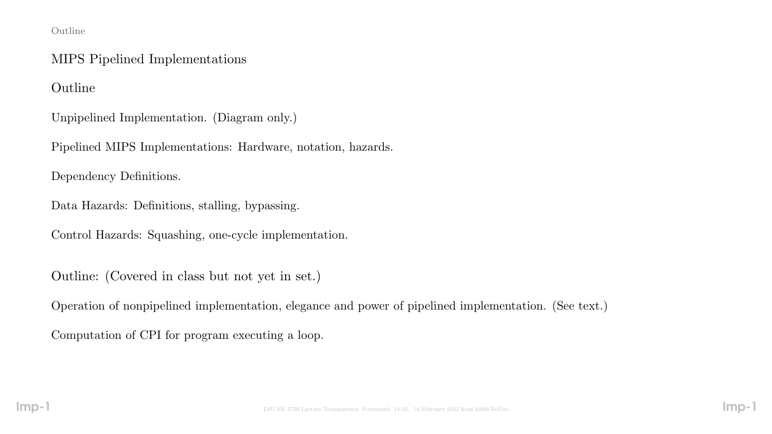# MIPS Pipelined Implementations

## Outline

Unpipelined Implementation. (Diagram only.)

Pipelined MIPS Implementations: Hardware, notation, hazards.

Dependency Definitions.

Data Hazards: Definitions, stalling, bypassing.

Control Hazards: Squashing, one-cycle implementation.

## Outline: (Covered in class but not yet in set.)

Operation of nonpipelined implementation, elegance and power of pipelined implementation. (See text.)

Computation of CPI for program executing a loop.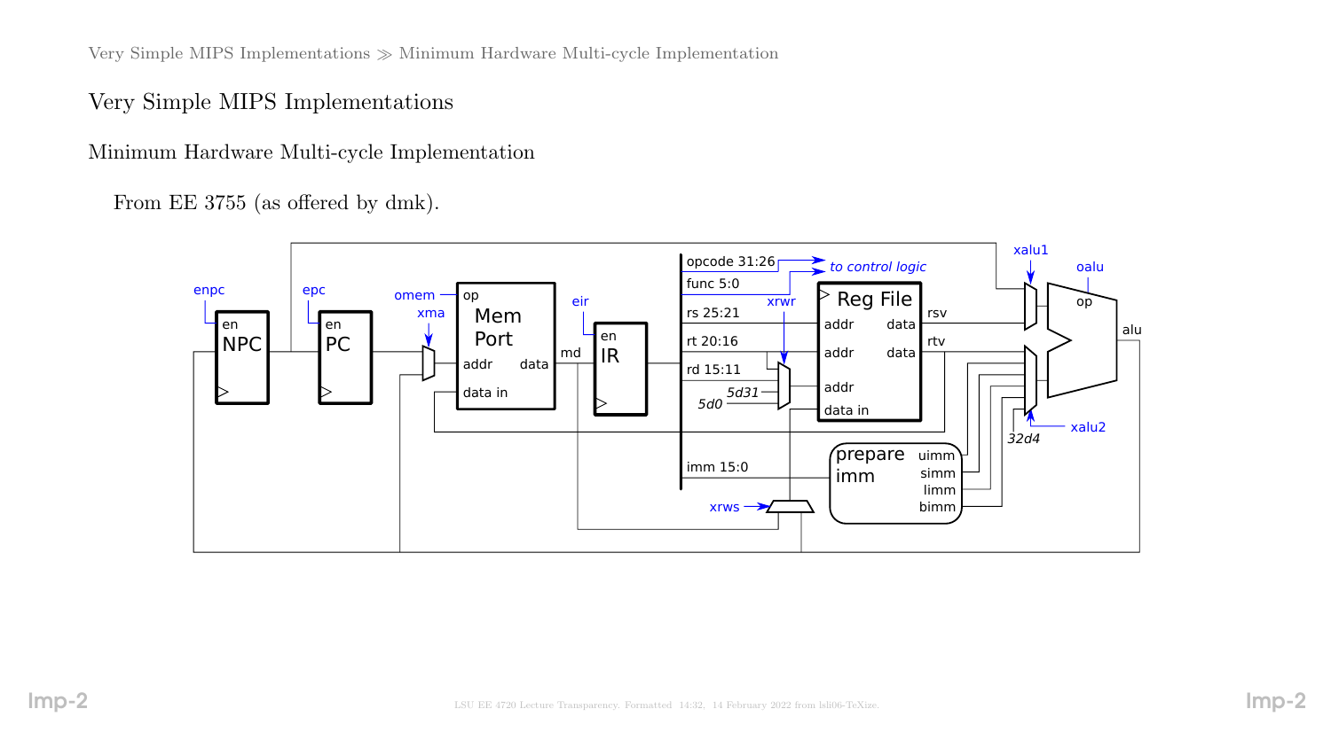# Very Simple MIPS Implementations

## Minimum Hardware Multi-cycle Implementation

From EE 3755 (as offered by dmk).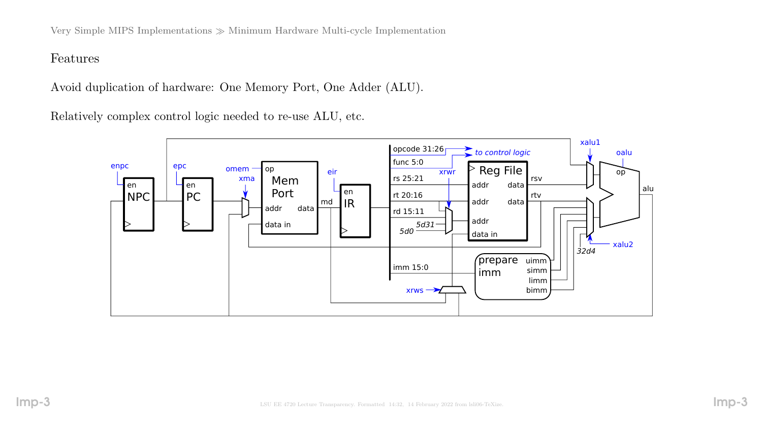# Features

Avoid duplication of hardware: One Memory Port, One Adder (ALU).

Relatively complex control logic needed to re-use ALU, etc.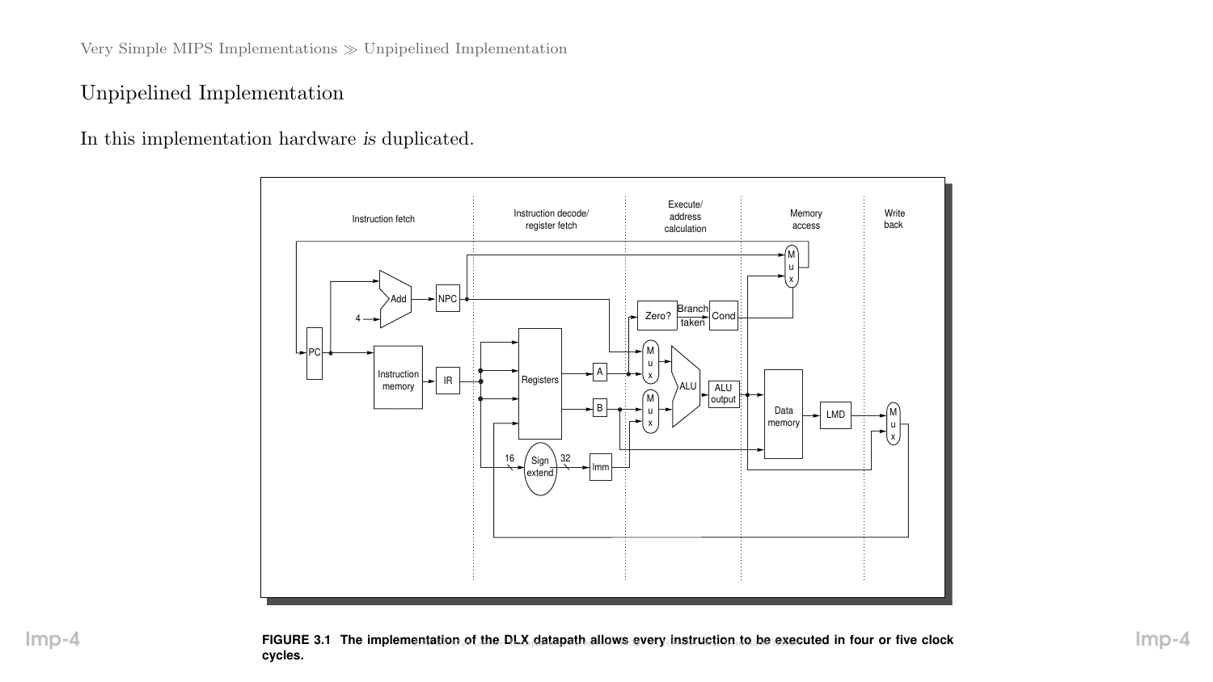## Unpipelined Implementation

In this implementation hardware *is* duplicated.

**FIGURE 3.1 The implementation of the DLX datapath allows every instruction to be executed in four or five clock cycles.**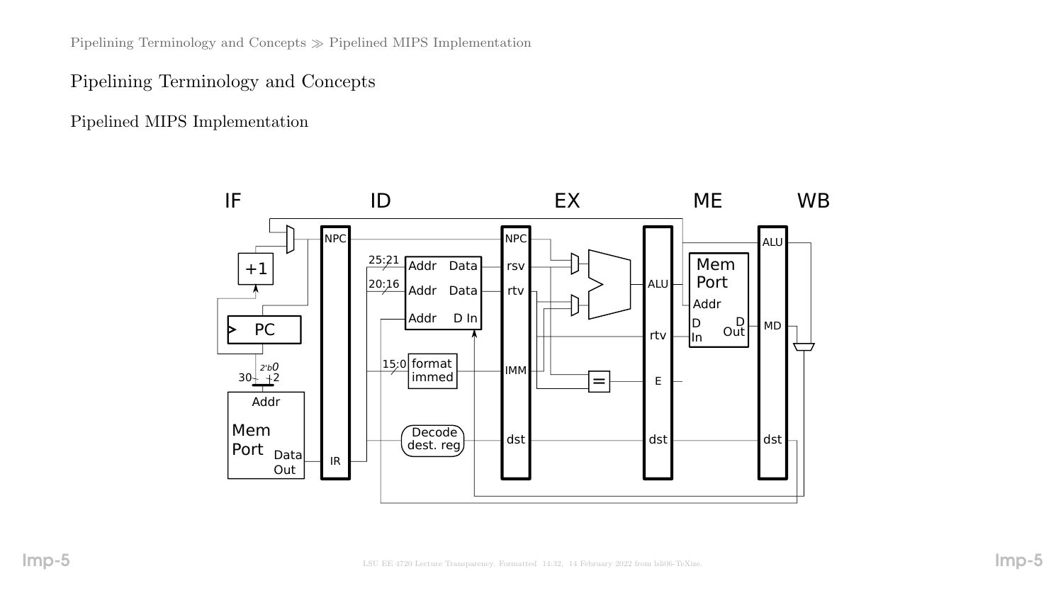## Pipelining Terminology and Concepts

### Pipelined MIPS Implementation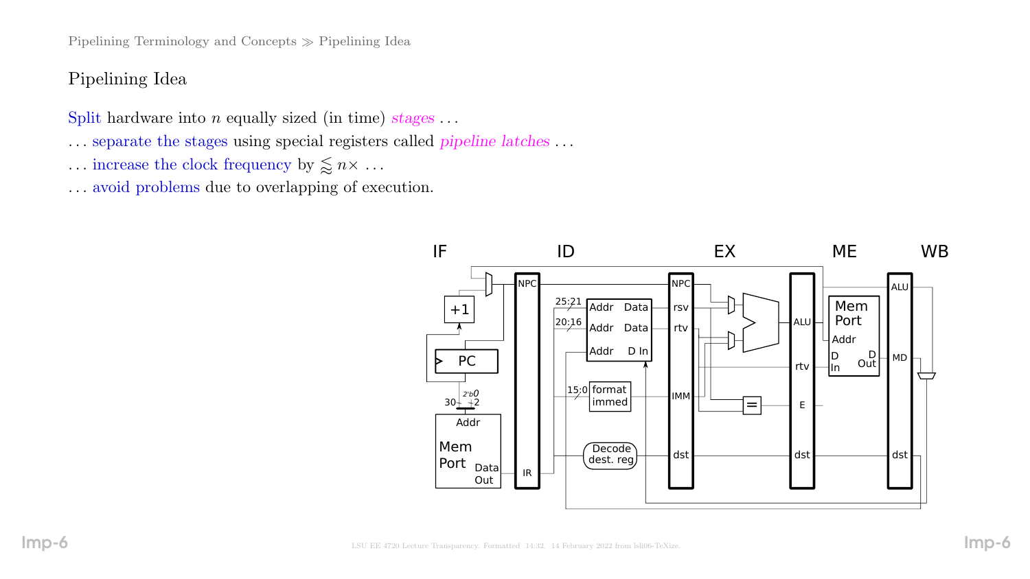## Pipelining Idea

Split hardware into $n$ equally sized (in time) *stages* ...

... separate the stages using special registers called *pipeline latches* ...

... increase the clock frequency by $\lessapprox n\times$ ...

... avoid problems due to overlapping of execution.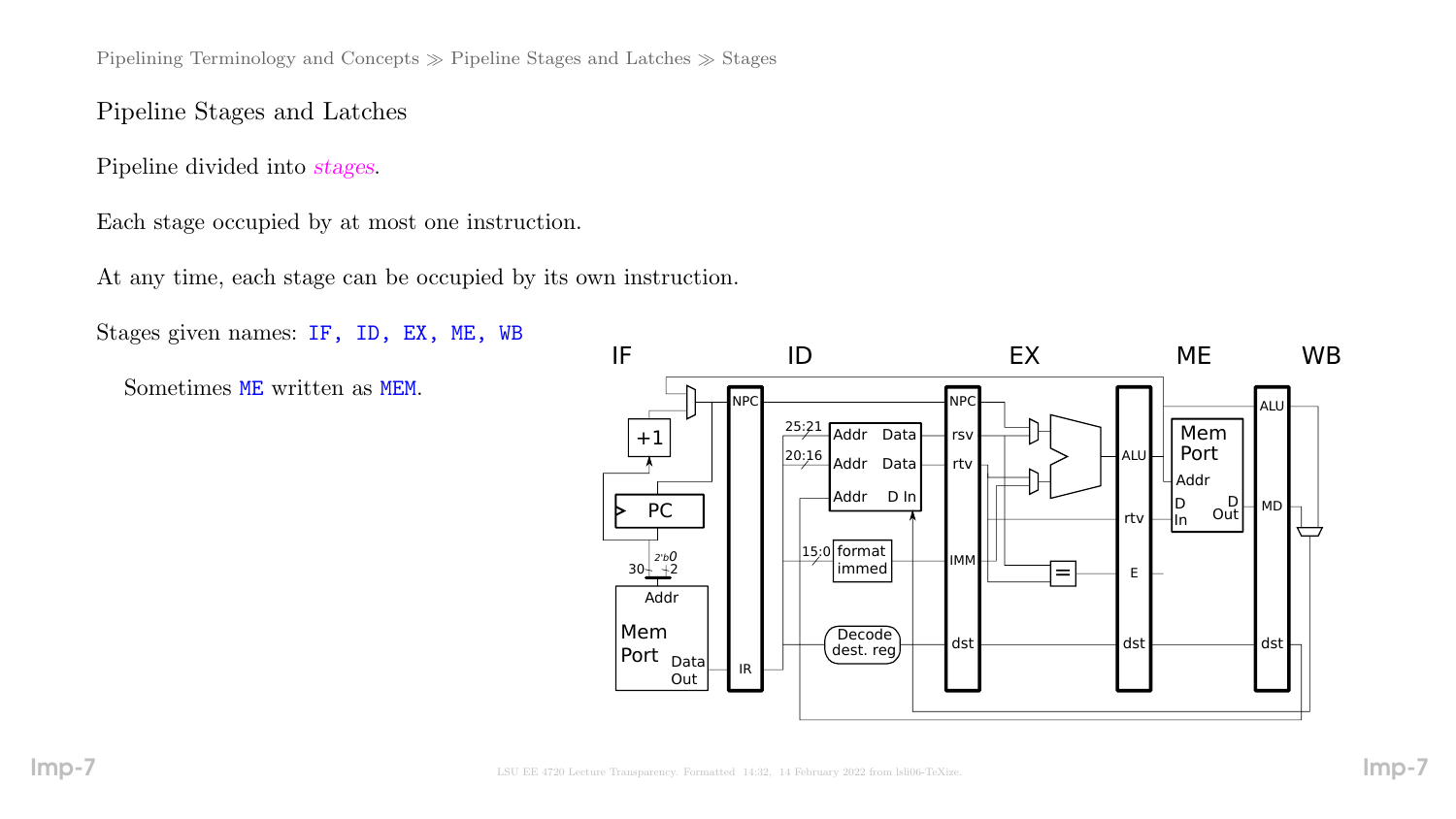## Pipeline Stages and Latches

Pipeline divided into *stages*.

Each stage occupied by at most one instruction.

At any time, each stage can be occupied by its own instruction.

Stages given names: `IF, ID, EX, ME, WB`

Sometimes `ME` written as `MEM`.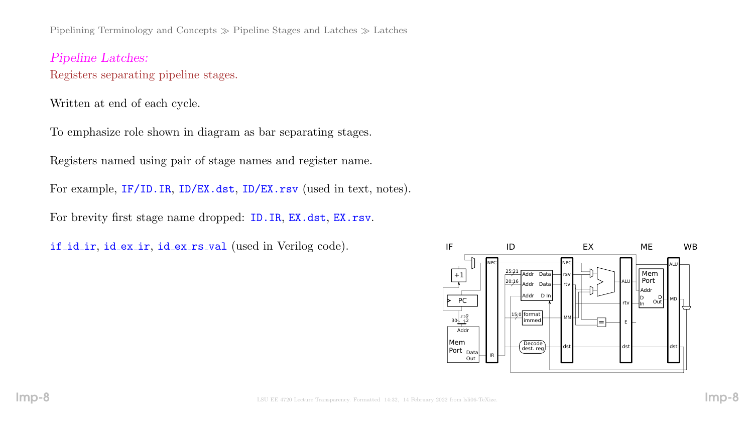*Pipeline Latches:*

Registers separating pipeline stages.

Written at end of each cycle.

To emphasize role shown in diagram as bar separating stages.

Registers named using pair of stage names and register name.

For example, `IF/ID.IR`, `ID/EX.dst`, `ID/EX.rsv` (used in text, notes).

For brevity first stage name dropped: `ID.IR`, `EX.dst`, `EX.rsv`.

`if_id_ir`, `id_ex_ir`, `id_ex_rs_val` (used in Verilog code).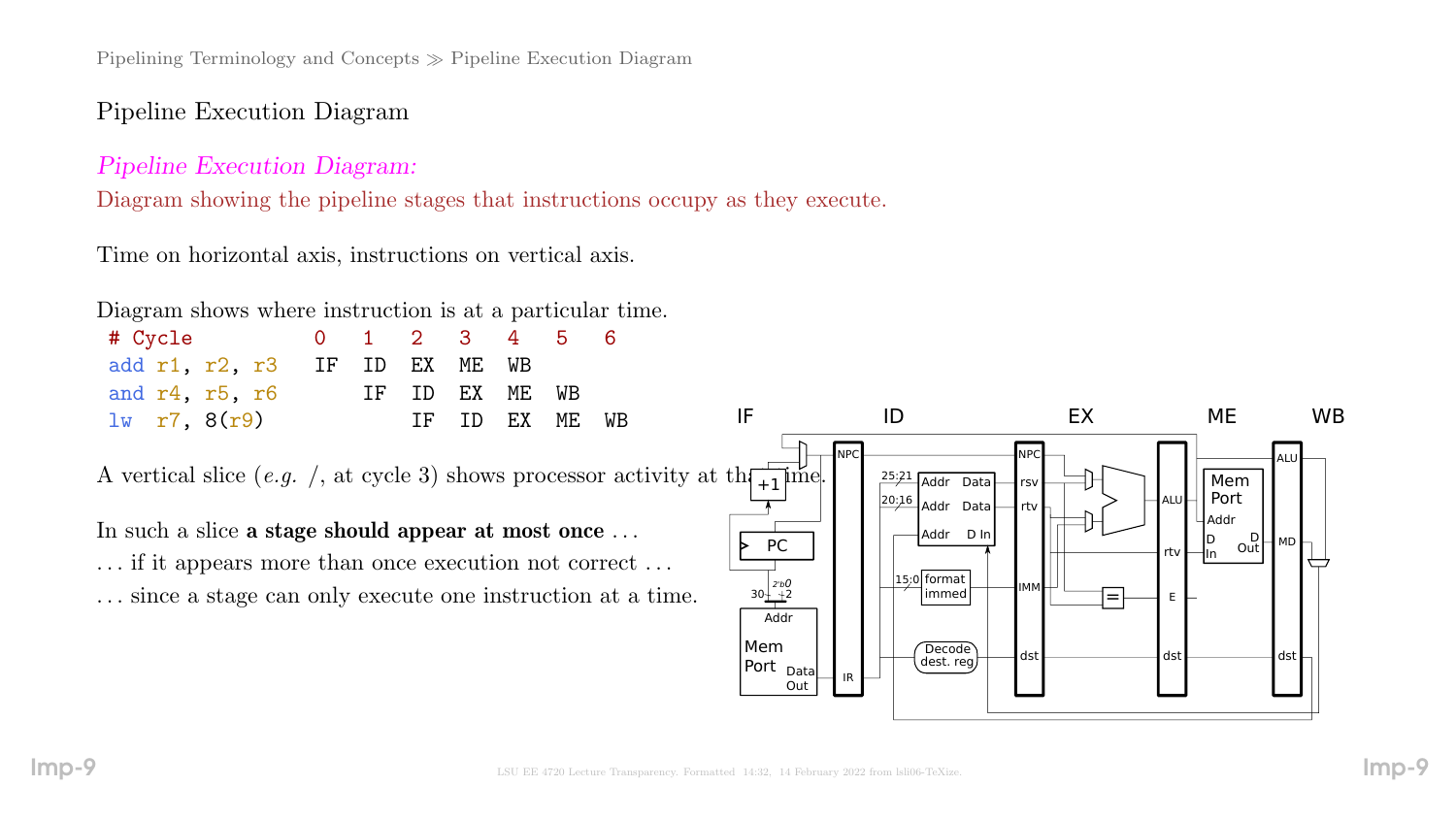## Pipeline Execution Diagram

*Pipeline Execution Diagram:*
Diagram showing the pipeline stages that instructions occupy as they execute.

Time on horizontal axis, instructions on vertical axis.

Diagram shows where instruction is at a particular time.

```
# Cycle         0   1   2   3   4   5   6
add r1, r2, r3  IF  ID  EX  ME  WB
and r4, r5, r6      IF  ID  EX  ME  WB
lw  r7, 8(r9)           IF  ID  EX  ME  WB
```

A vertical slice (*e.g.* /, at cycle 3) shows processor activity at that time.

In such a slice **a stage should appear at most once** ...

... if it appears more than once execution not correct ...

... since a stage can only execute one instruction at a time.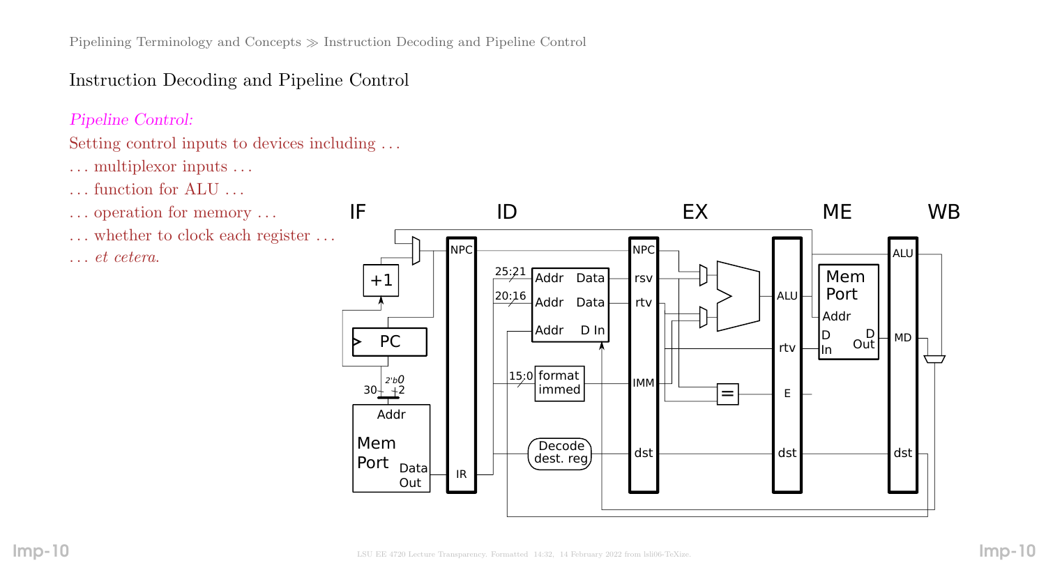# Instruction Decoding and Pipeline Control

*Pipeline Control:*

Setting control inputs to devices including ...

... multiplexor inputs ...

... function for ALU ...

... operation for memory ...

... whether to clock each register ...

... *et cetera.*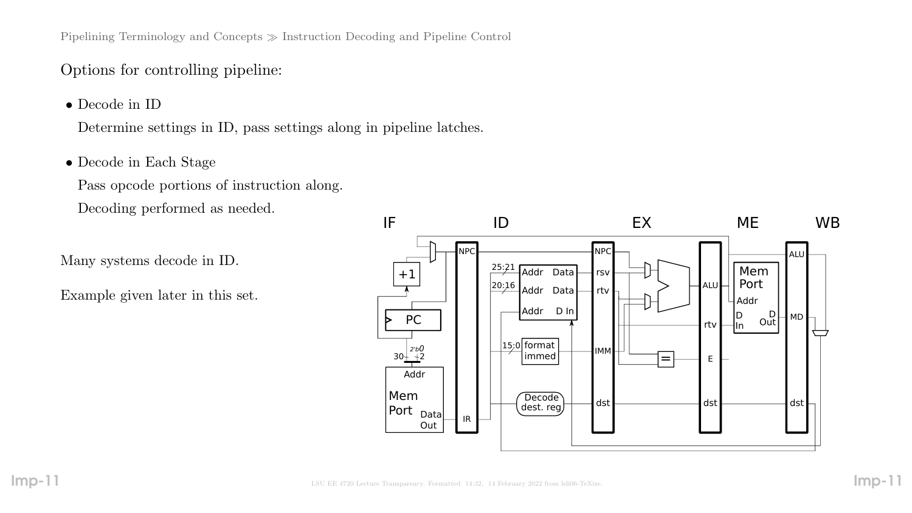Options for controlling pipeline:

- Decode in ID

  Determine settings in ID, pass settings along in pipeline latches.

- Decode in Each Stage

  Pass opcode portions of instruction along.

  Decoding performed as needed.

Many systems decode in ID.

Example given later in this set.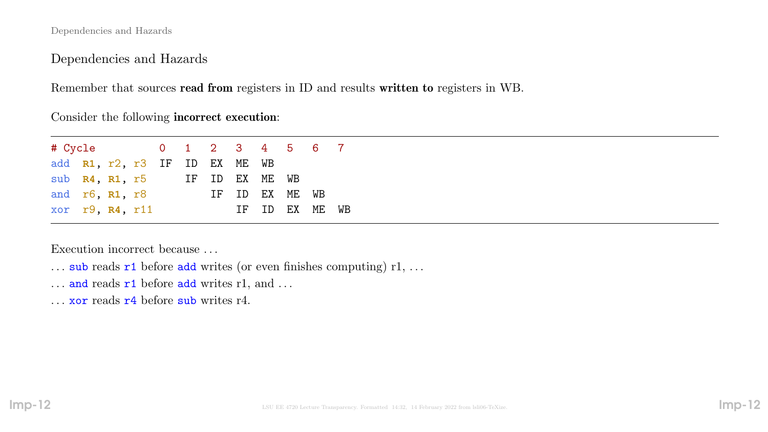## Dependencies and Hazards

Remember that sources **read from** registers in ID and results **written to** registers in WB.

Consider the following **incorrect execution**:

```
# Cycle         0   1   2   3   4   5   6   7
add  R1, r2, r3 IF  ID  EX  ME  WB
sub  R4, R1, r5     IF  ID  EX  ME  WB
and  r6, R1, r8         IF  ID  EX  ME  WB
xor  r9, R4, r11            IF  ID  EX  ME  WB
```

Execution incorrect because . . .

. . . `sub` reads `r1` before `add` writes (or even finishes computing) r1, . . .

. . . `and` reads `r1` before `add` writes r1, and . . .

. . . `xor` reads `r4` before `sub` writes r4.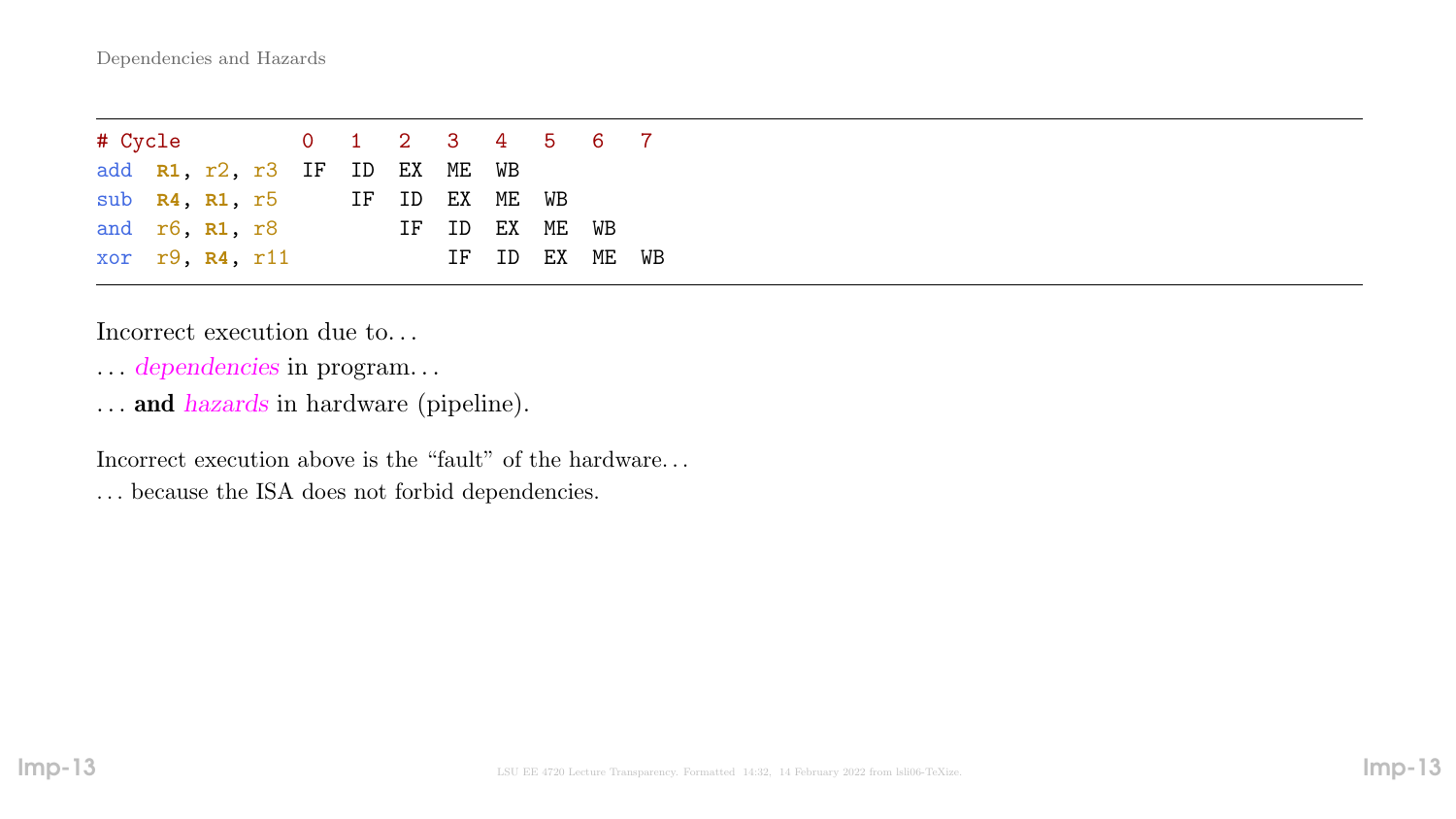## Dependencies and Hazards

```
# Cycle          0   1   2   3   4   5   6   7
add  R1, r2, r3  IF  ID  EX  ME  WB
sub  R4, R1, r5      IF  ID  EX  ME  WB
and  r6, R1, r8          IF  ID  EX  ME  WB
xor  r9, R4, r11             IF  ID  EX  ME  WB
```

Incorrect execution due to...

... *dependencies* in program...

... **and** *hazards* in hardware (pipeline).

Incorrect execution above is the "fault" of the hardware...

... because the ISA does not forbid dependencies.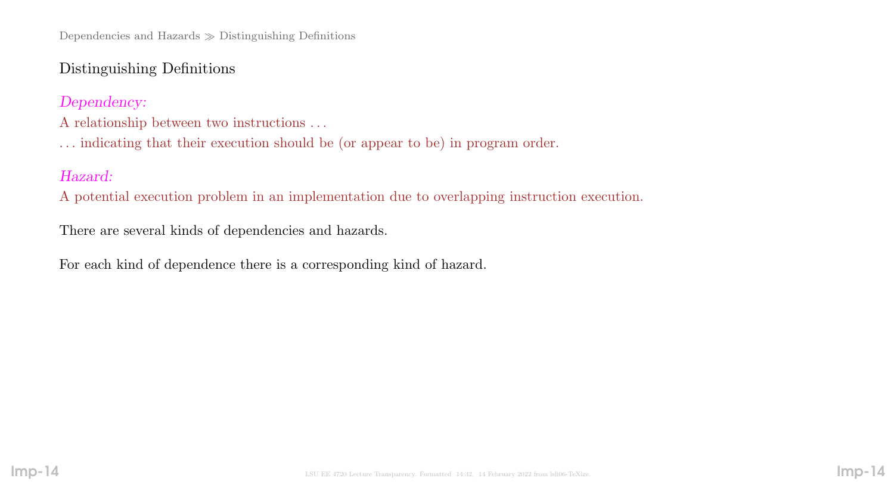## Distinguishing Definitions

*Dependency:*

A relationship between two instructions ...

... indicating that their execution should be (or appear to be) in program order.

*Hazard:*

A potential execution problem in an implementation due to overlapping instruction execution.

There are several kinds of dependencies and hazards.

For each kind of dependence there is a corresponding kind of hazard.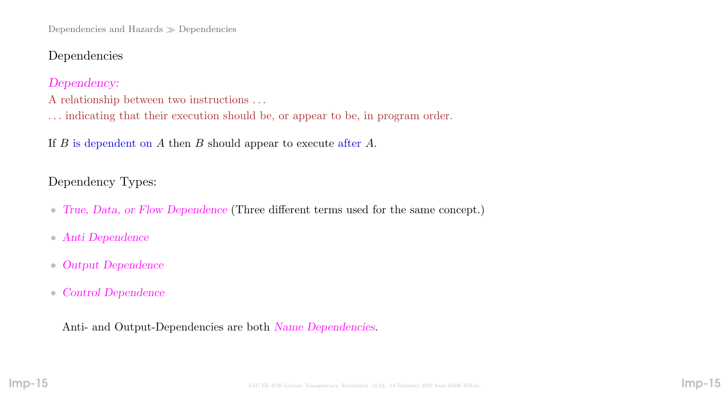## Dependencies

*Dependency:*
A relationship between two instructions . . .
. . . indicating that their execution should be, or appear to be, in program order.

If $B$ is dependent on $A$ then $B$ should appear to execute after $A$.

Dependency Types:

- *True, Data, or Flow Dependence* (Three different terms used for the same concept.)
- *Anti Dependence*
- *Output Dependence*
- *Control Dependence*

Anti- and Output-Dependencies are both *Name Dependencies*.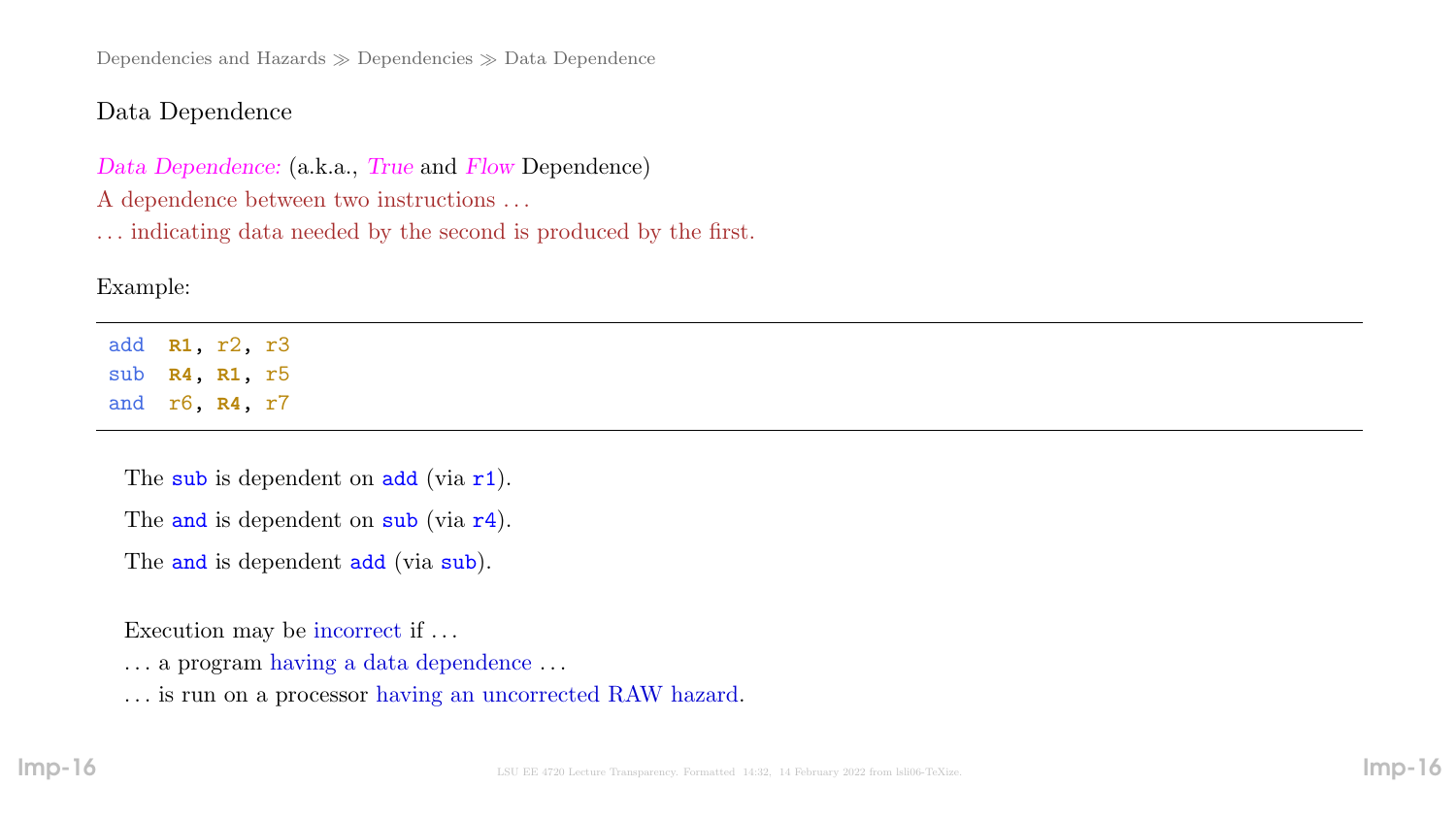Dependencies and Hazards ≫ Dependencies ≫ Data Dependence

## Data Dependence

*Data Dependence:* (a.k.a., *True* and *Flow* Dependence)
A dependence between two instructions ...
... indicating data needed by the second is produced by the first.

Example:

```
add  R1, r2, r3
sub  R4, R1, r5
and  r6, R4, r7
```

The `sub` is dependent on `add` (via `r1`).

The `and` is dependent on `sub` (via `r4`).

The `and` is dependent `add` (via `sub`).

Execution may be incorrect if ...
... a program having a data dependence ...
... is run on a processor having an uncorrected RAW hazard.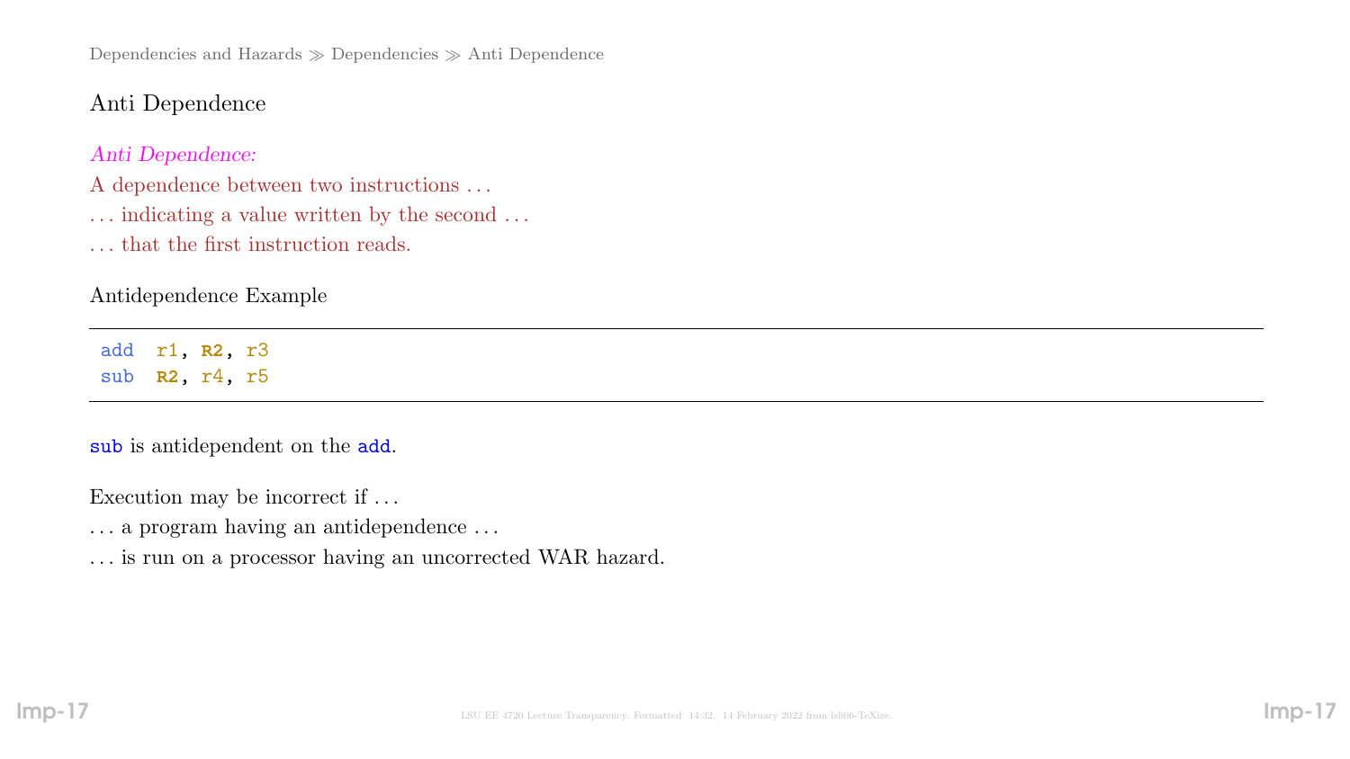# Anti Dependence

*Anti Dependence:*

A dependence between two instructions . . .

. . . indicating a value written by the second . . .

. . . that the first instruction reads.

## Antidependence Example

```
add  r1, R2, r3
sub  R2, r4, r5
```

`sub` is antidependent on the `add`.

Execution may be incorrect if . . .

. . . a program having an antidependence . . .

. . . is run on a processor having an uncorrected WAR hazard.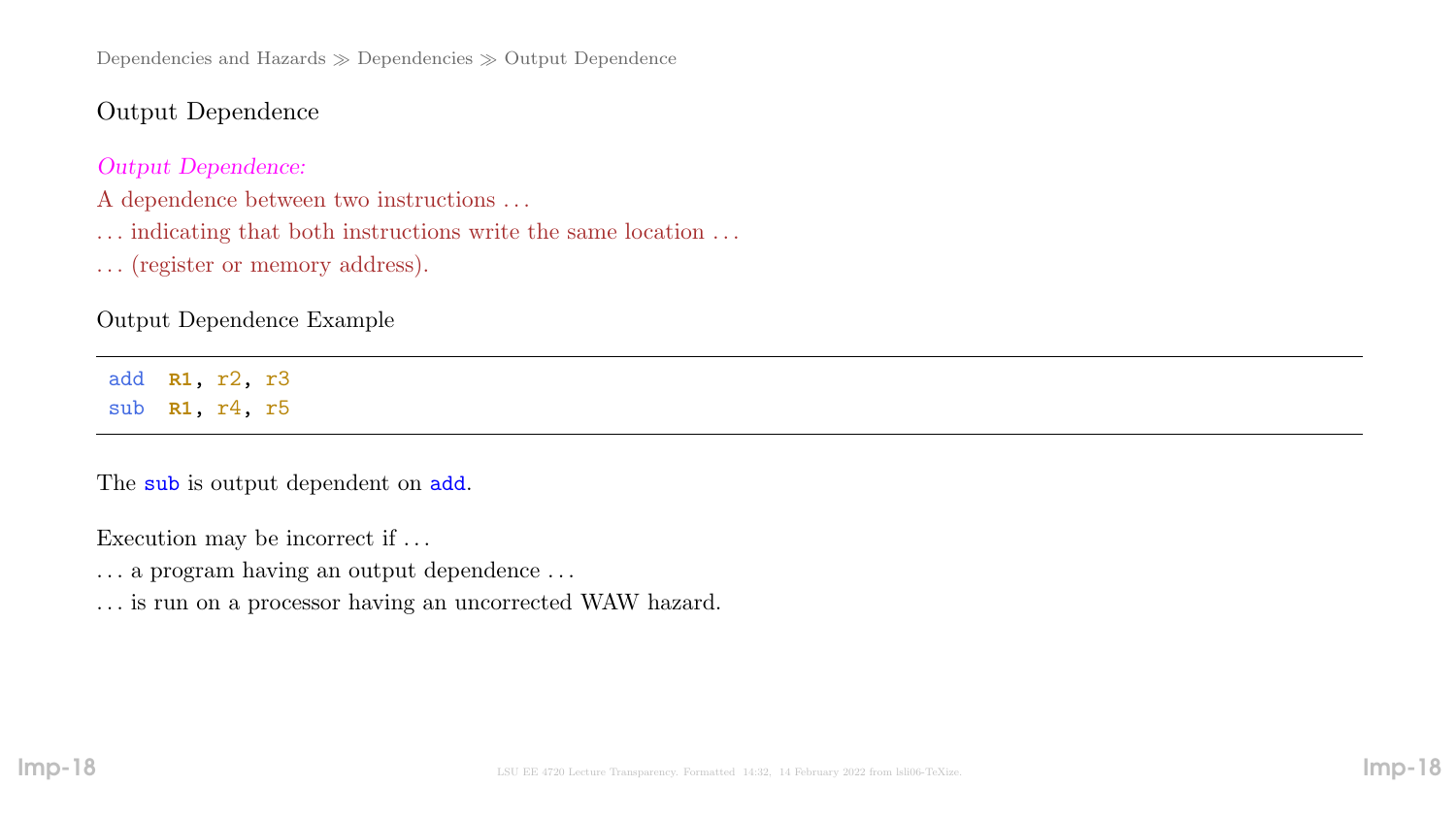## Output Dependence

*Output Dependence:*

A dependence between two instructions ...

... indicating that both instructions write the same location ...

... (register or memory address).

### Output Dependence Example

```
add  R1, r2, r3
sub  R1, r4, r5
```

The `sub` is output dependent on `add`.

Execution may be incorrect if ...

... a program having an output dependence ...

... is run on a processor having an uncorrected WAW hazard.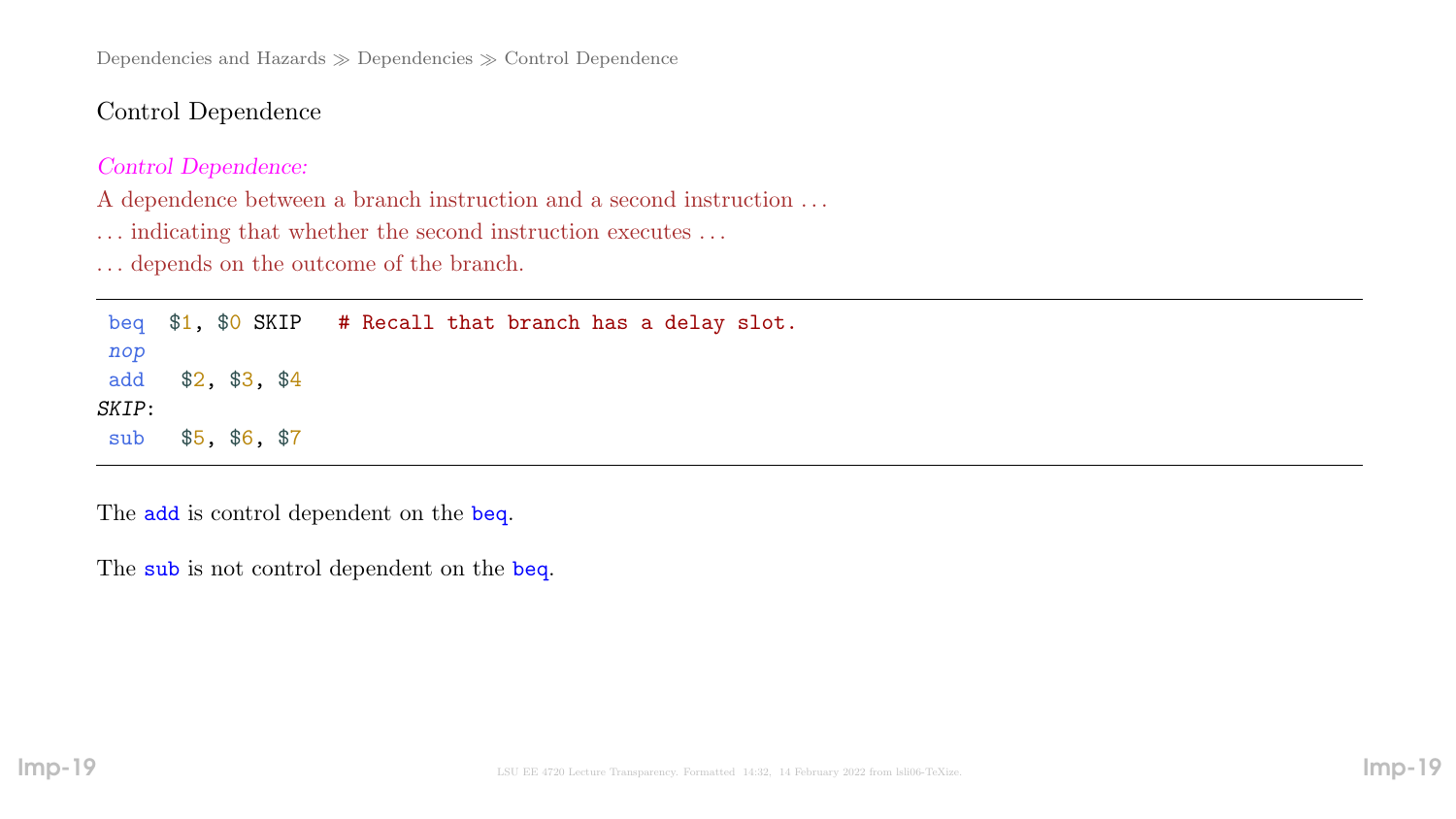# Control Dependence

*Control Dependence:*

A dependence between a branch instruction and a second instruction ...

... indicating that whether the second instruction executes ...

... depends on the outcome of the branch.

```
 beq  $1, $0 SKIP   # Recall that branch has a delay slot.
 nop
 add   $2, $3, $4
SKIP:
 sub   $5, $6, $7
```

The `add` is control dependent on the `beq`.

The `sub` is not control dependent on the `beq`.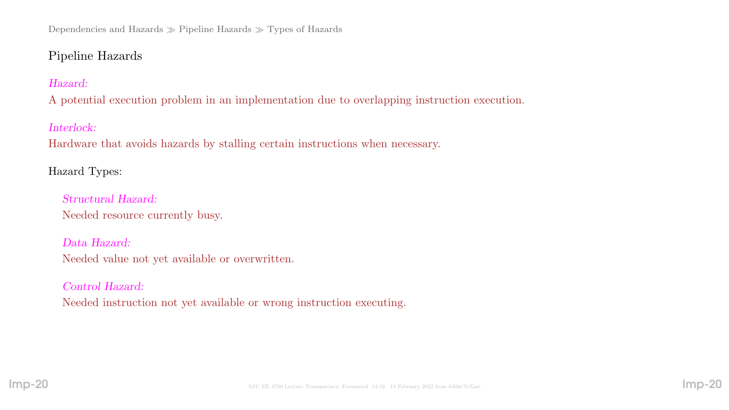## Pipeline Hazards

*Hazard:*
A potential execution problem in an implementation due to overlapping instruction execution.

*Interlock:*
Hardware that avoids hazards by stalling certain instructions when necessary.

Hazard Types:

*Structural Hazard:*
Needed resource currently busy.

*Data Hazard:*
Needed value not yet available or overwritten.

*Control Hazard:*
Needed instruction not yet available or wrong instruction executing.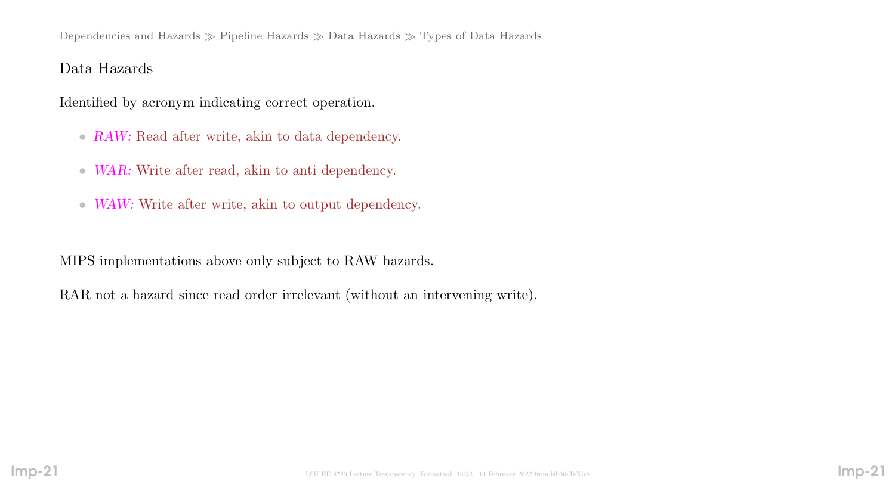Dependencies and Hazards ≫ Pipeline Hazards ≫ Data Hazards ≫ Types of Data Hazards

## Data Hazards

Identified by acronym indicating correct operation.

- *RAW:* Read after write, akin to data dependency.
- *WAR:* Write after read, akin to anti dependency.
- *WAW:* Write after write, akin to output dependency.

MIPS implementations above only subject to RAW hazards.

RAR not a hazard since read order irrelevant (without an intervening write).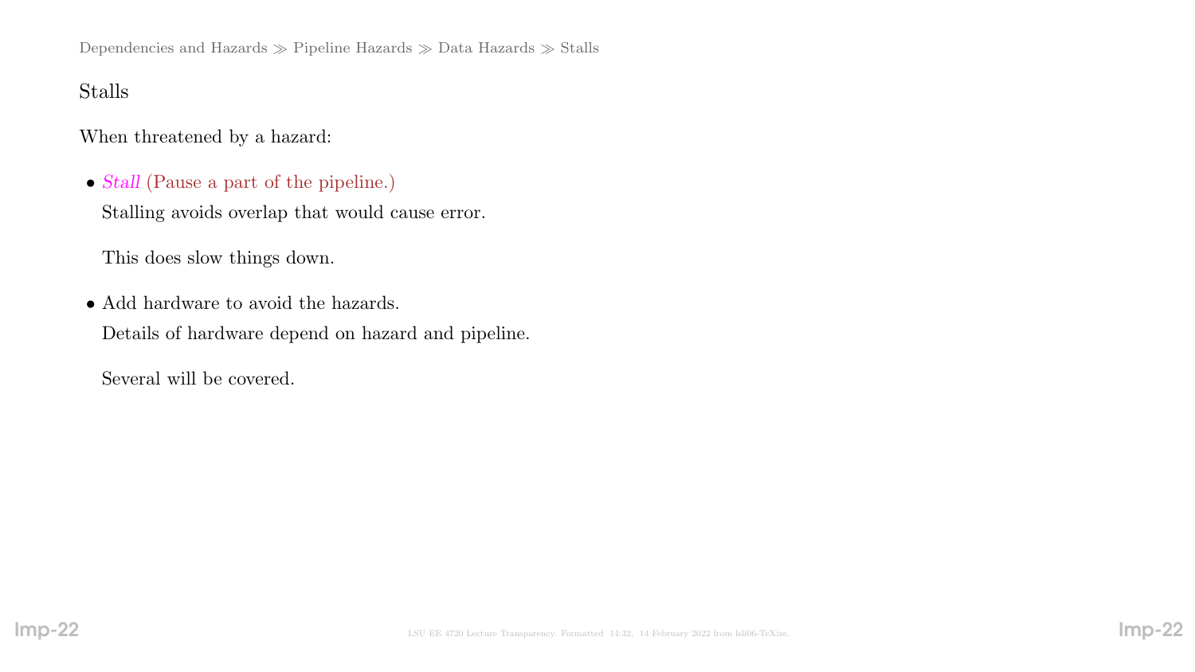## Stalls

When threatened by a hazard:

- *Stall* (Pause a part of the pipeline.)

  Stalling avoids overlap that would cause error.

  This does slow things down.

- Add hardware to avoid the hazards.

  Details of hardware depend on hazard and pipeline.

  Several will be covered.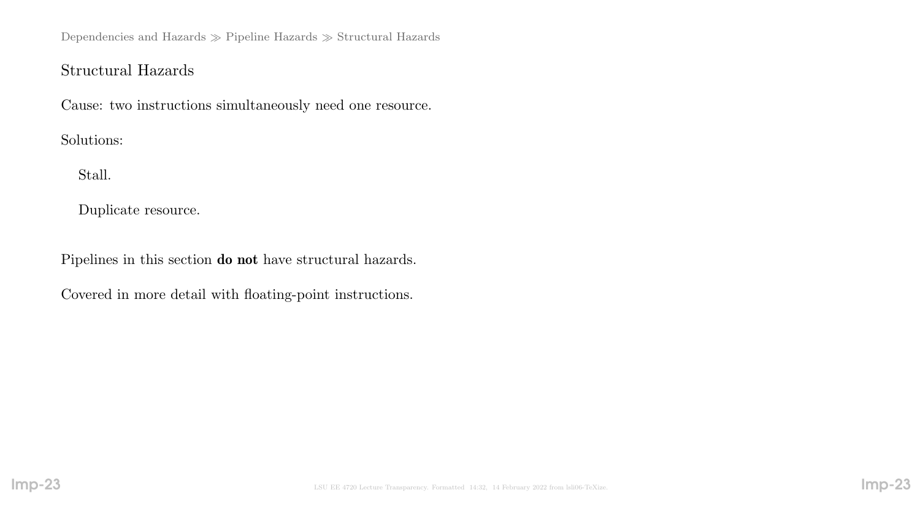## Structural Hazards

Cause: two instructions simultaneously need one resource.

Solutions:

- Stall.
- Duplicate resource.

Pipelines in this section **do not** have structural hazards.

Covered in more detail with floating-point instructions.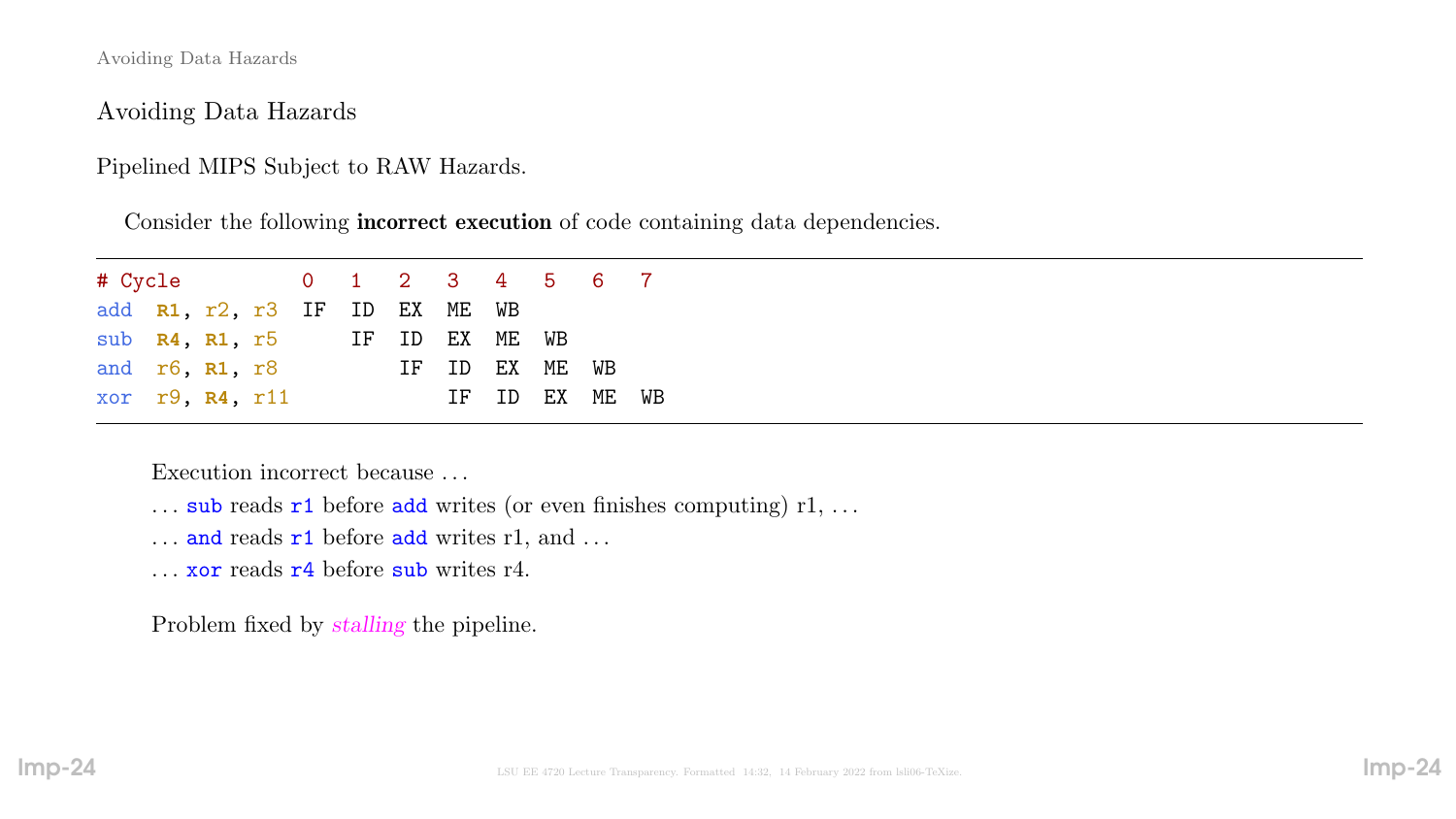## Avoiding Data Hazards

Pipelined MIPS Subject to RAW Hazards.

Consider the following **incorrect execution** of code containing data dependencies.

```
# Cycle          0   1   2   3   4   5   6   7
add  R1, r2, r3  IF  ID  EX  ME  WB
sub  R4, R1, r5      IF  ID  EX  ME  WB
and  r6, R1, r8          IF  ID  EX  ME  WB
xor  r9, R4, r11             IF  ID  EX  ME  WB
```

Execution incorrect because . . .

. . . `sub` reads `r1` before `add` writes (or even finishes computing) r1, . . .

. . . `and` reads `r1` before `add` writes r1, and . . .

. . . `xor` reads `r4` before `sub` writes r4.

Problem fixed by *stalling* the pipeline.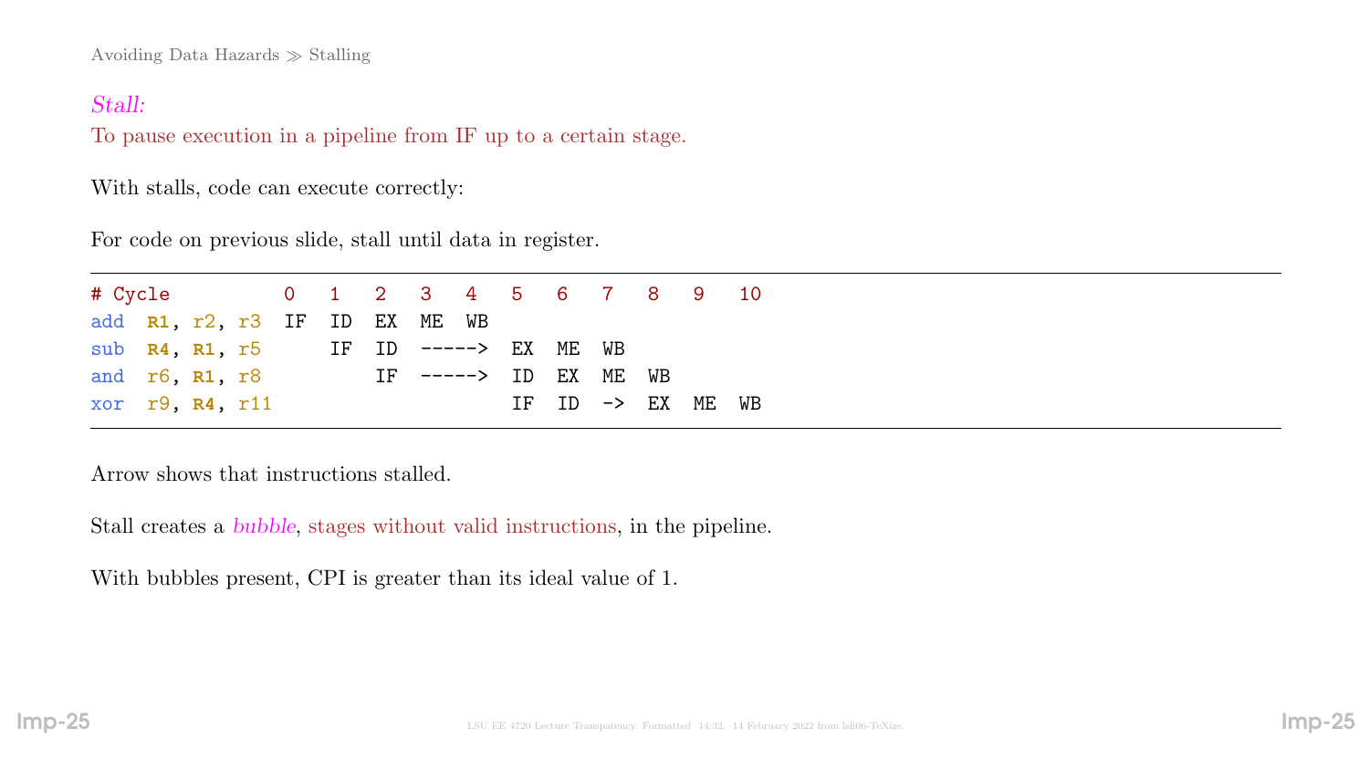Avoiding Data Hazards ≫ Stalling

*Stall:*
To pause execution in a pipeline from IF up to a certain stage.

With stalls, code can execute correctly:

For code on previous slide, stall until data in register.

```
# Cycle          0   1   2   3   4   5   6   7   8   9   10
add  R1, r2, r3  IF  ID  EX  ME  WB
sub  R4, R1, r5      IF  ID  ----->  EX  ME  WB
and  r6, R1, r8          IF  ----->  ID  EX  ME  WB
xor  r9, R4, r11                     IF  ID  ->  EX  ME  WB
```

Arrow shows that instructions stalled.

Stall creates a *bubble*, stages without valid instructions, in the pipeline.

With bubbles present, CPI is greater than its ideal value of 1.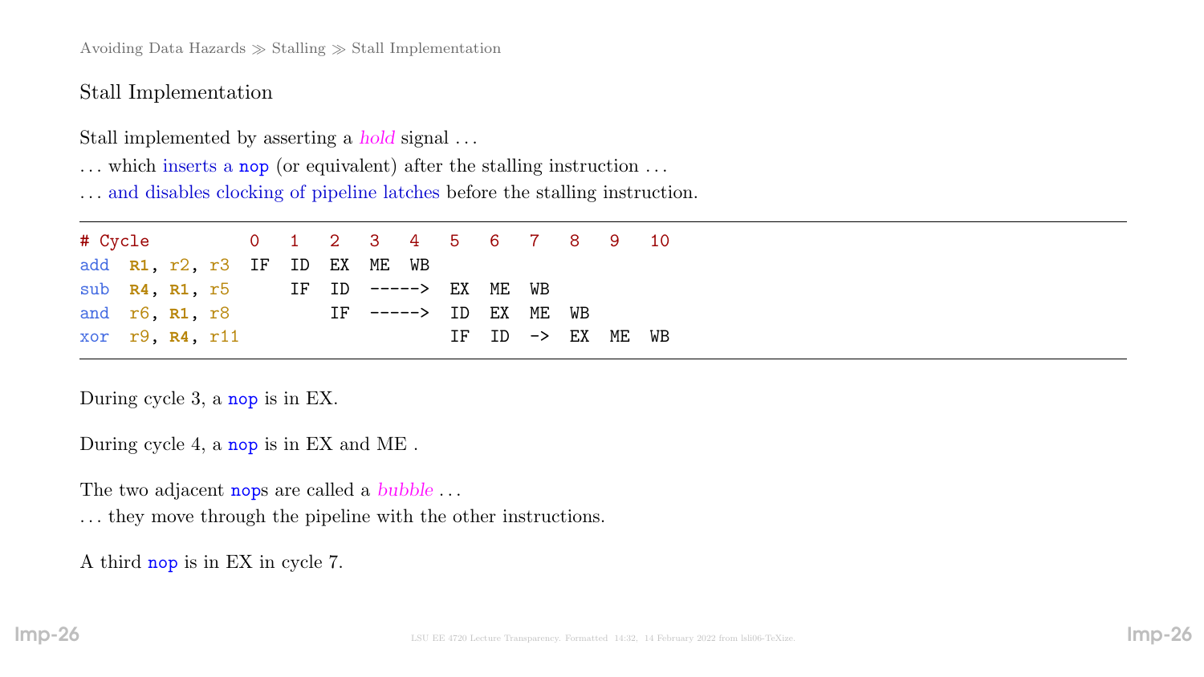## Stall Implementation

Stall implemented by asserting a *hold* signal . . .

. . . which inserts a `nop` (or equivalent) after the stalling instruction . . .

. . . and disables clocking of pipeline latches before the stalling instruction.

```
# Cycle          0   1   2   3   4   5   6   7   8   9   10
add  R1, r2, r3  IF  ID  EX  ME  WB
sub  R4, R1, r5      IF  ID  ----->  EX  ME  WB
and  r6, R1, r8          IF  ----->  ID  EX  ME  WB
xor  r9, R4, r11                     IF  ID  ->  EX  ME  WB
```

During cycle 3, a `nop` is in EX.

During cycle 4, a `nop` is in EX and ME .

The two adjacent `nop`s are called a *bubble* . . .

. . . they move through the pipeline with the other instructions.

A third `nop` is in EX in cycle 7.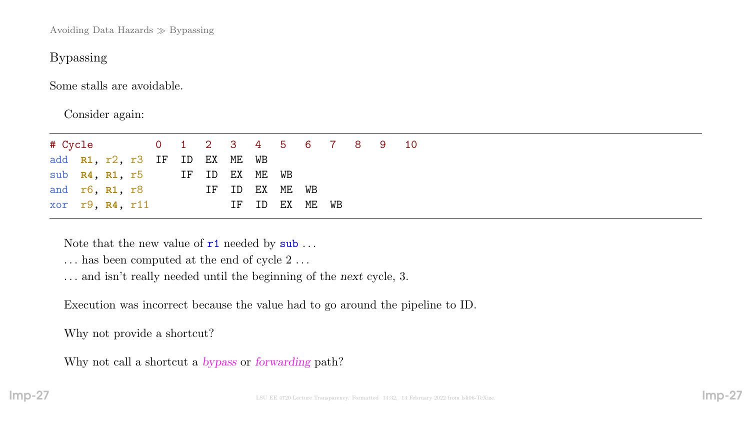Avoiding Data Hazards ≫ Bypassing

## Bypassing

Some stalls are avoidable.

Consider again:

```
# Cycle          0   1   2   3   4   5   6   7   8   9   10
add  R1, r2, r3  IF  ID  EX  ME  WB
sub  R4, R1, r5      IF  ID  EX  ME  WB
and  r6, R1, r8          IF  ID  EX  ME  WB
xor  r9, R4, r11             IF  ID  EX  ME  WB
```

Note that the new value of `r1` needed by `sub` . . .

. . . has been computed at the end of cycle 2 . . .

. . . and isn't really needed until the beginning of the *next* cycle, 3.

Execution was incorrect because the value had to go around the pipeline to ID.

Why not provide a shortcut?

Why not call a shortcut a *bypass* or *forwarding* path?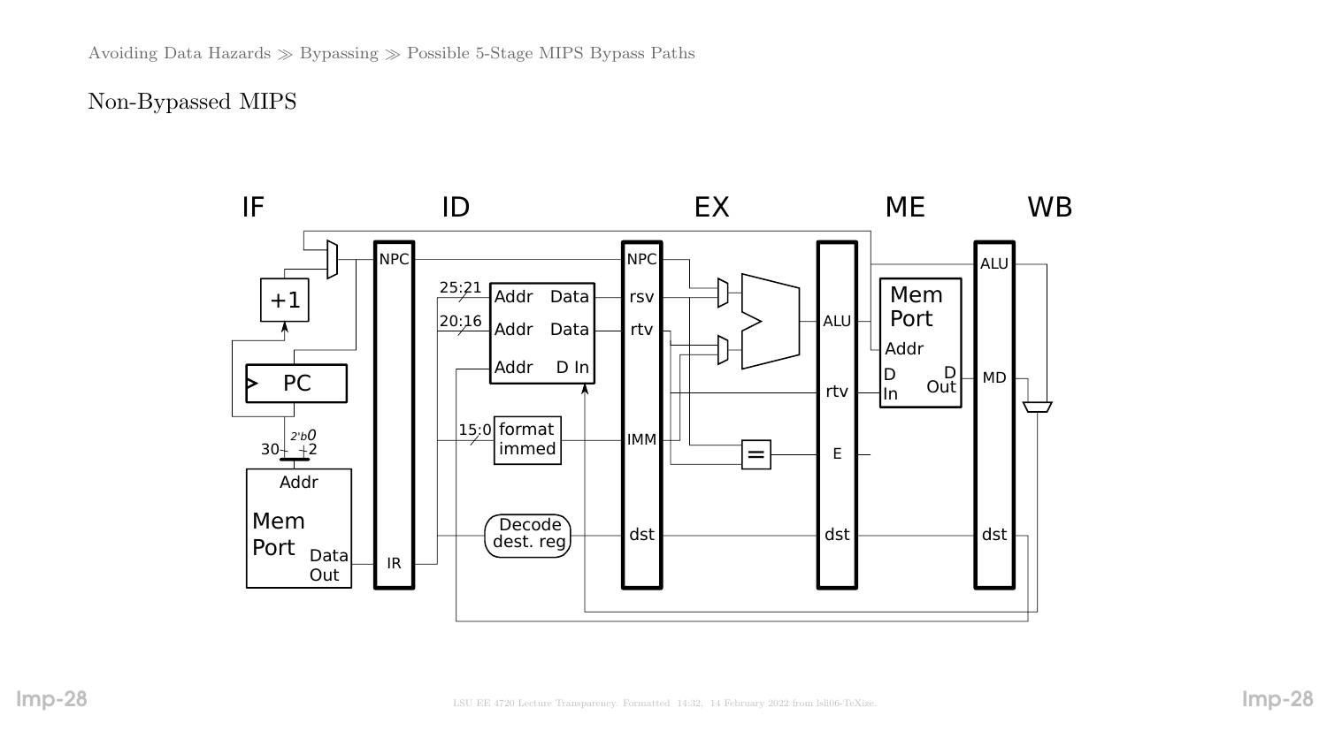Avoiding Data Hazards ≫ Bypassing ≫ Possible 5-Stage MIPS Bypass Paths

## Non-Bypassed MIPS

IF ID EX ME WB

NPC, IR, NPC, rsv, rtv, IMM, dst, ALU, rtv, E, dst, ALU, MD, dst

+1, PC, Mem Port, Addr, Data Out, 30, 2'b0, 2

25:21 Addr Data, 20:16 Addr Data, Addr D In

15:0 format immed

Decode dest. reg

Mem Port, Addr, D In, D Out

=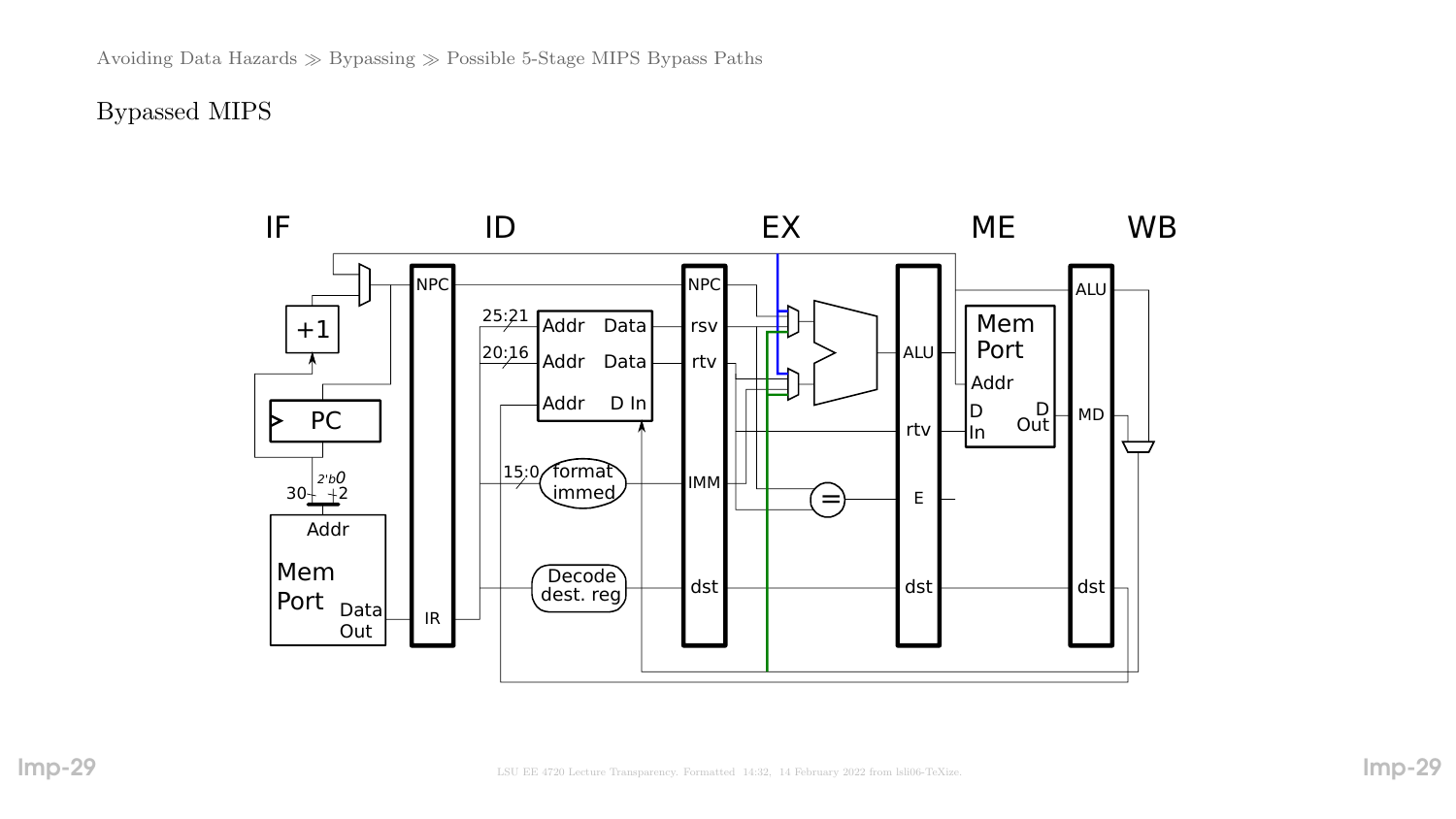## Bypassed MIPS

IF ID EX ME WB

NPC NPC

+1

25:21 Addr Data rsv

20:16 Addr Data rtv

ALU ALU

Mem Port

PC Addr D In Addr

2'b0

30 2

rtv D In D Out MD

Addr 15:0 format immed IMM

= E

Mem Port

Data Out IR Decode dest. reg dst dst dst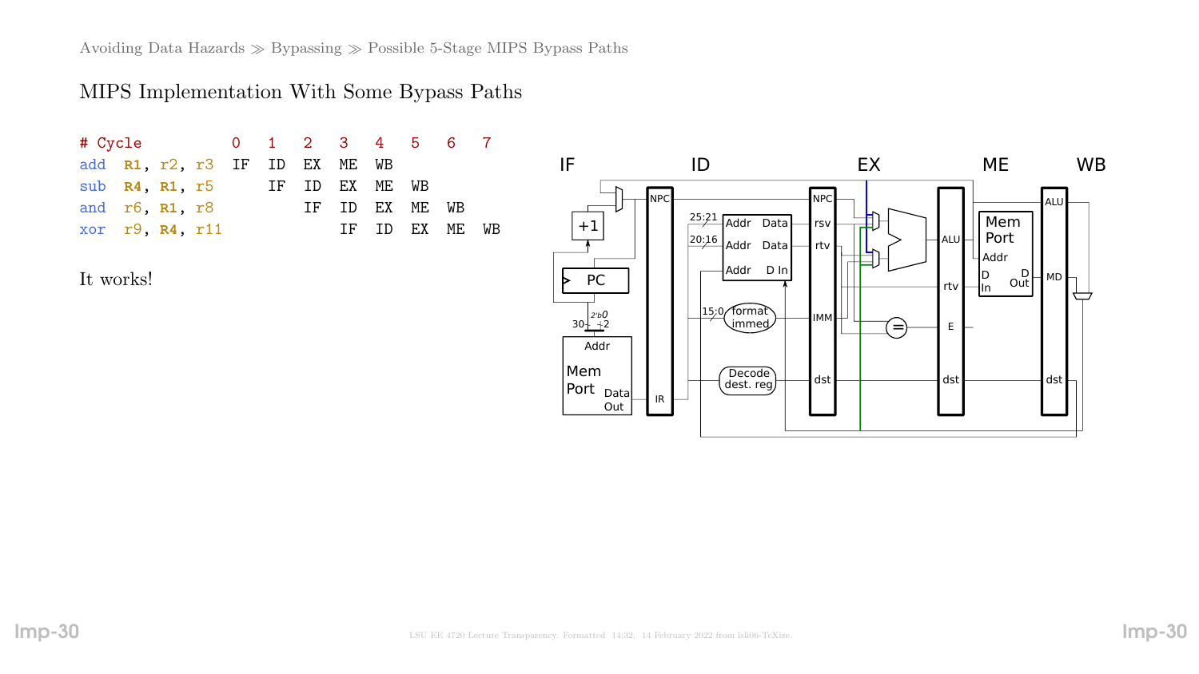Avoiding Data Hazards ≫ Bypassing ≫ Possible 5-Stage MIPS Bypass Paths

## MIPS Implementation With Some Bypass Paths

```
# Cycle          0   1   2   3   4   5   6   7
add  R1, r2, r3  IF  ID  EX  ME  WB
sub  R4, R1, r5      IF  ID  EX  ME  WB
and  r6, R1, r8          IF  ID  EX  ME  WB
xor  r9, R4, r11             IF  ID  EX  ME  WB
```

It works!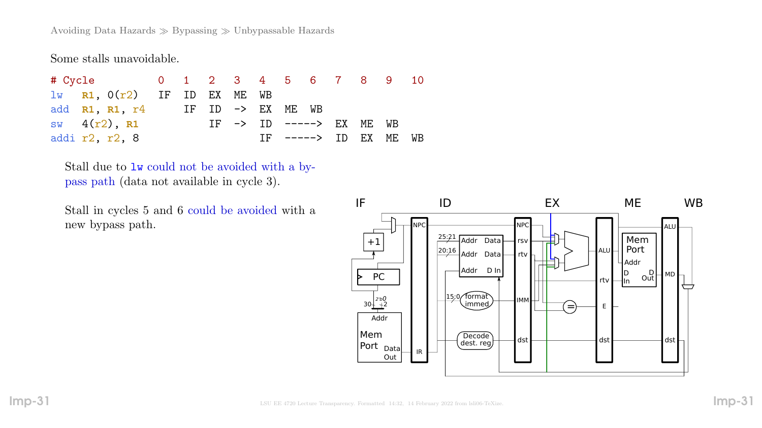Avoiding Data Hazards ≫ Bypassing ≫ Unbypassable Hazards

Some stalls unavoidable.

```
# Cycle          0   1   2   3   4   5   6   7   8   9   10
lw   R1, 0(r2)   IF  ID  EX  ME  WB
add  R1, R1, r4      IF  ID  ->  EX  ME  WB
sw   4(r2), R1           IF  ->  ID  ----->  EX  ME  WB
addi r2, r2, 8               IF  ----->  ID  EX  ME  WB
```

Stall due to lw could not be avoided with a bypass path (data not available in cycle 3).

Stall in cycles 5 and 6 could be avoided with a new bypass path.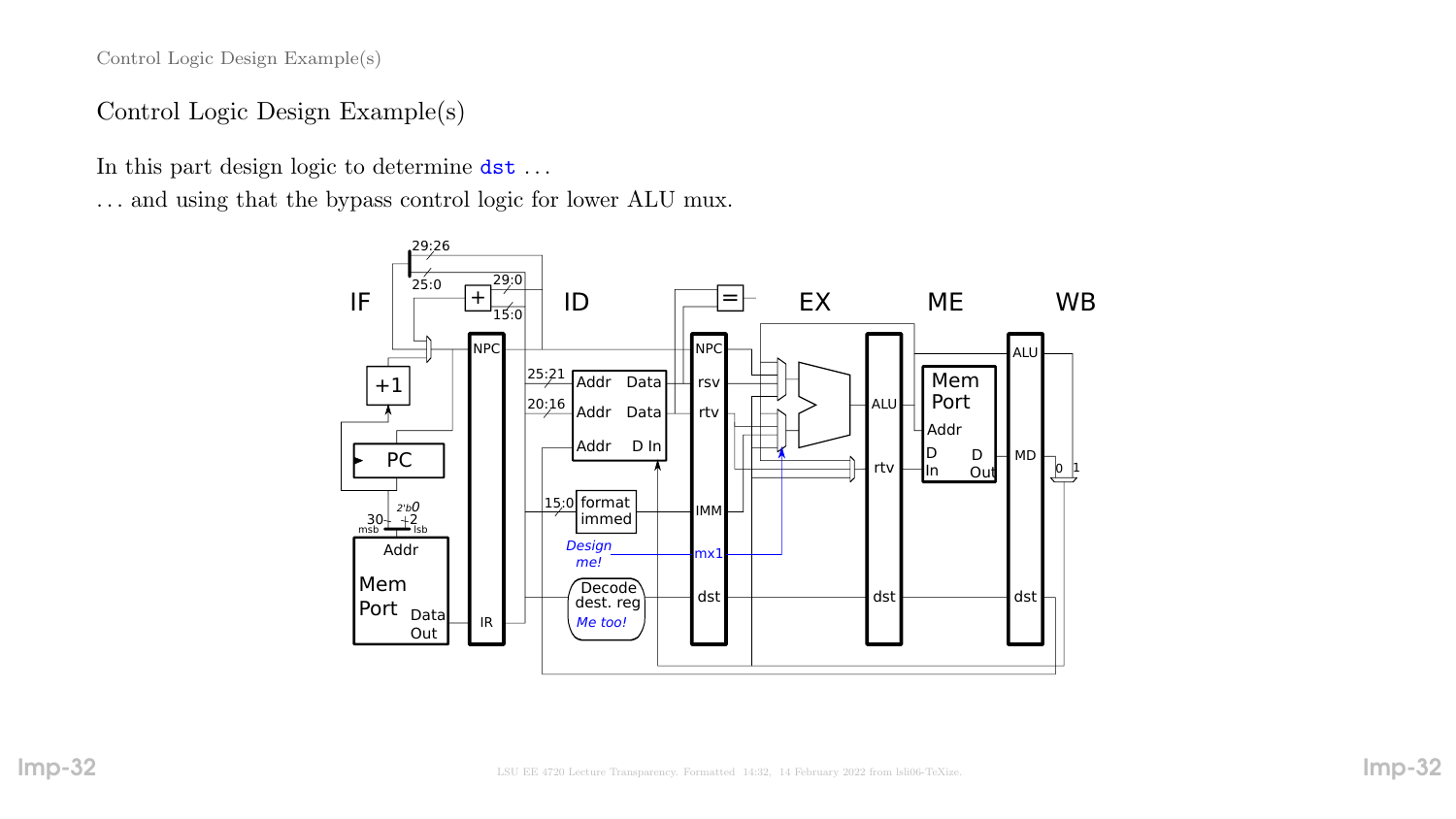# Control Logic Design Example(s)

In this part design logic to determine `dst` . . .

. . . and using that the bypass control logic for lower ALU mux.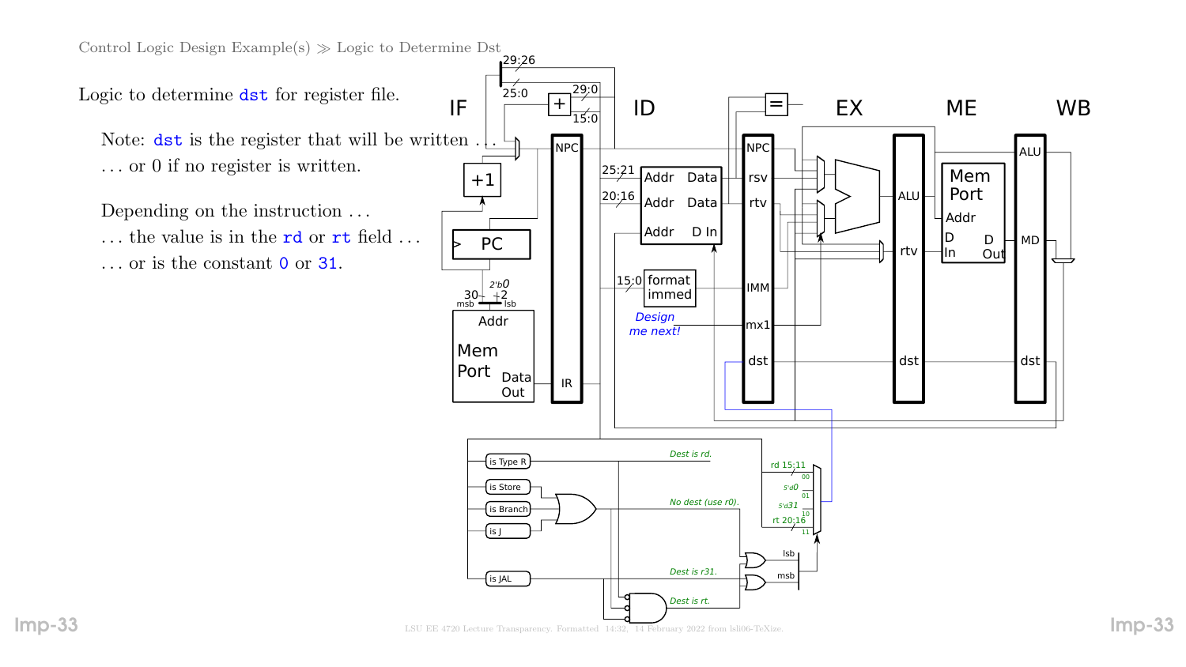Logic to determine `dst` for register file.

Note: `dst` is the register that will be written . . .
. . . or 0 if no register is written.

Depending on the instruction . . .
. . . the value is in the `rd` or `rt` field . . .
. . . or is the constant `0` or `31`.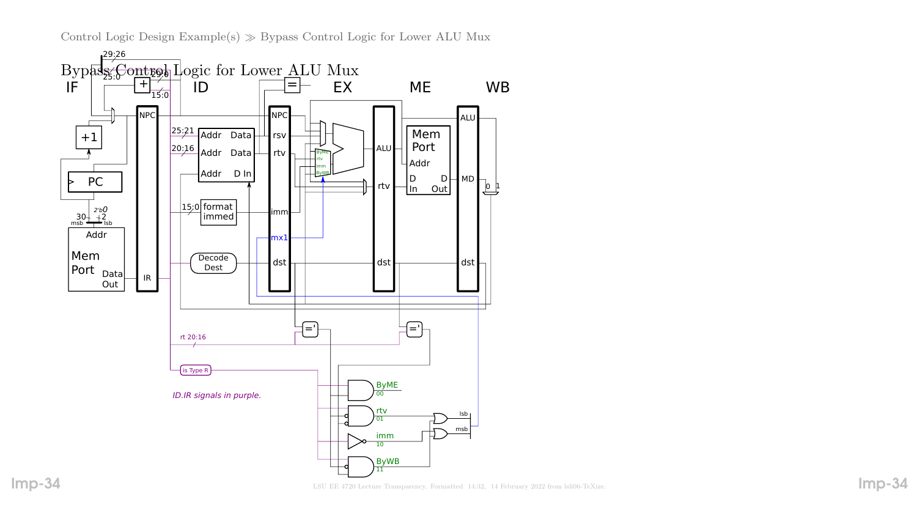# Bypass Control Logic for Lower ALU Mux

IF ID EX ME WB

29:26
25:0
29:0
15:0

NPC
+1
PC
30 msb
2'b0
2 lsb
Addr
Mem Port
Data Out
IR

25:21
20:16
Addr Data
Addr Data
Addr D In
15:0 format immed
Decode Dest

NPC
rsv
rtv
imm
mx1
dst

=

ByME
rtv
imm
ByWB

ALU
rtv
dst

Mem Port
Addr
D In
D Out

ALU
MD
dst
0 1

='
='

rt 20:16

is Type R

*ID.IR signals in purple.*

ByME 00
rtv 01
imm 10
ByWB 11

lsb
msb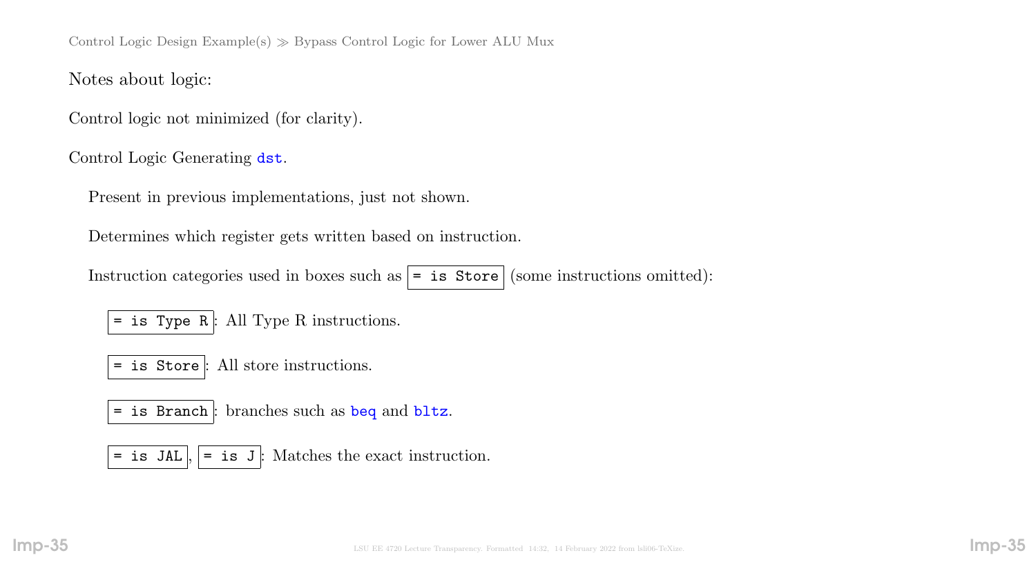Control Logic Design Example(s) ≫ Bypass Control Logic for Lower ALU Mux

Notes about logic:

Control logic not minimized (for clarity).

Control Logic Generating `dst`.

Present in previous implementations, just not shown.

Determines which register gets written based on instruction.

Instruction categories used in boxes such as `= is Store` (some instructions omitted):

- `= is Type R`: All Type R instructions.
- `= is Store`: All store instructions.
- `= is Branch`: branches such as `beq` and `bltz`.
- `= is JAL`, `= is J`: Matches the exact instruction.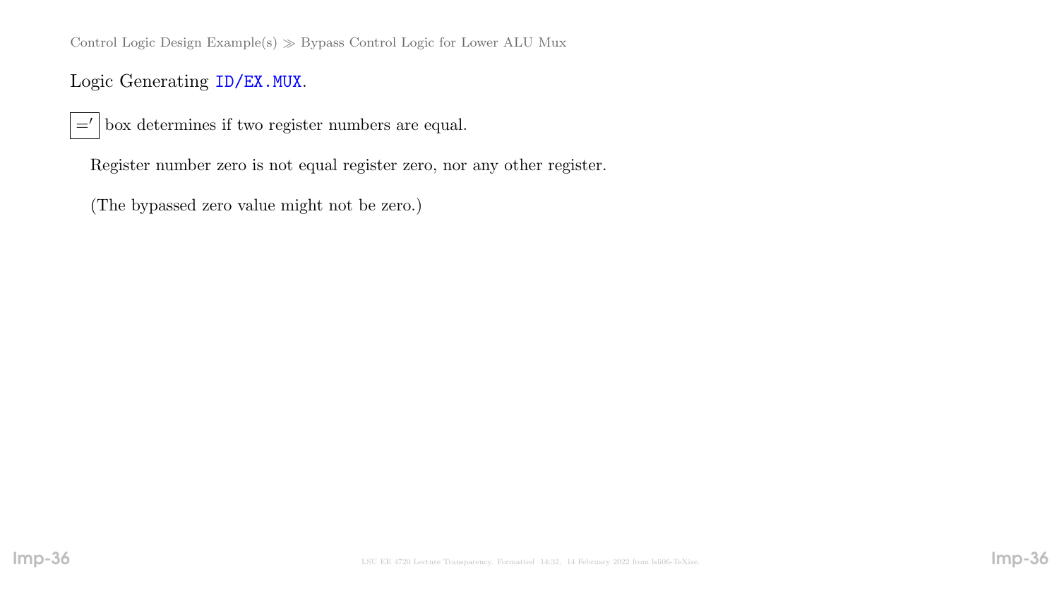## Logic Generating `ID/EX.MUX`.

$\boxed{='}$ box determines if two register numbers are equal.

Register number zero is not equal register zero, nor any other register.

(The bypassed zero value might not be zero.)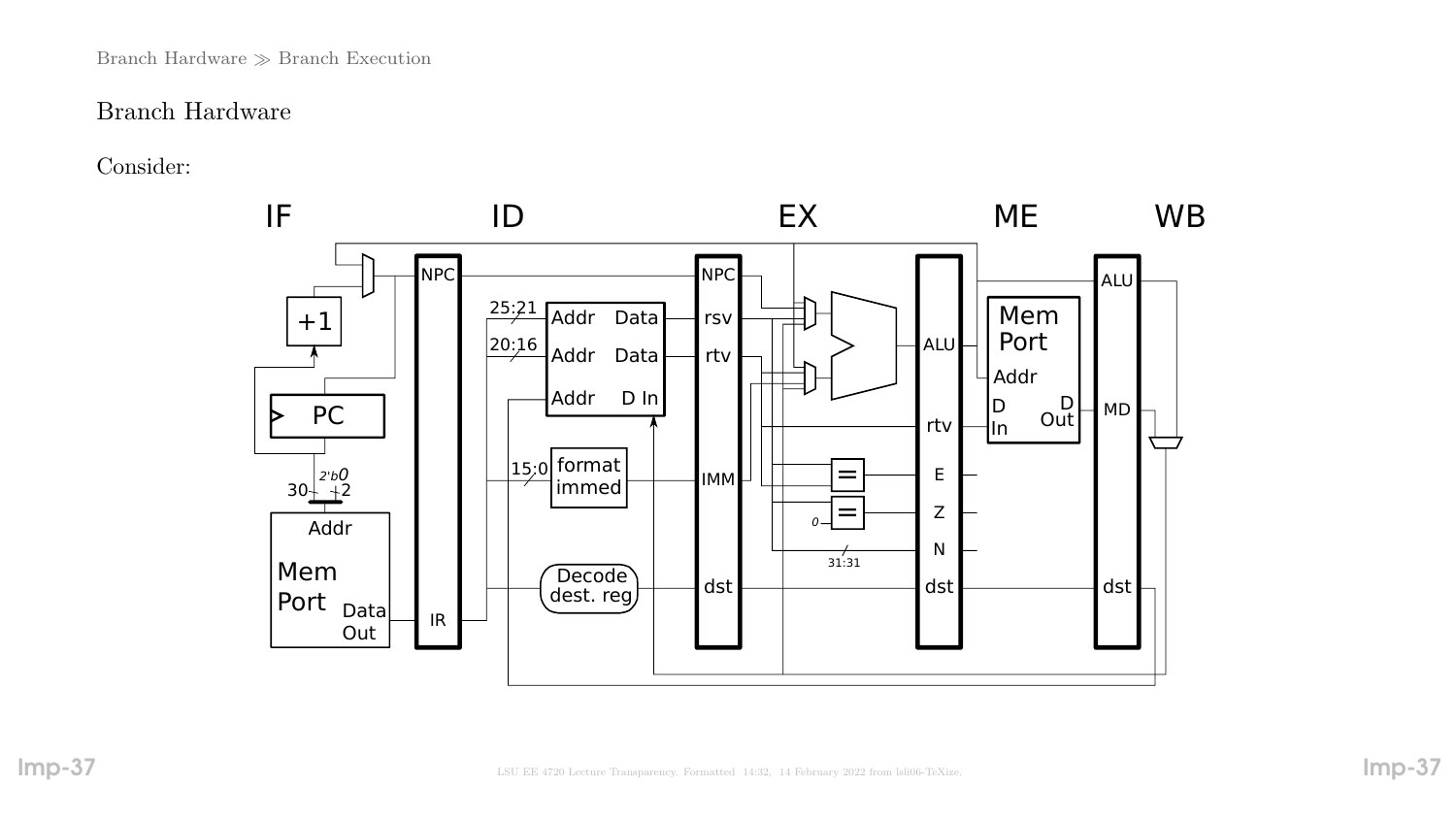## Branch Hardware

Consider: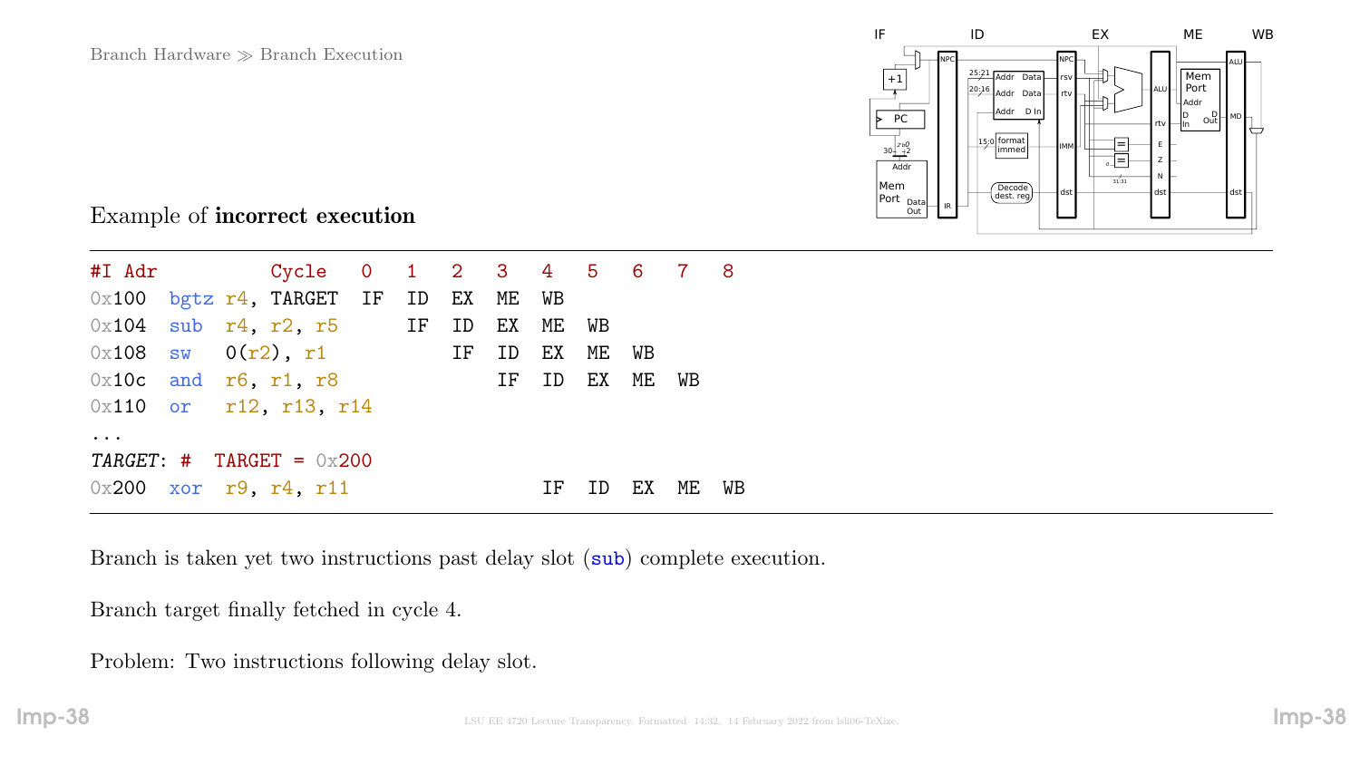Branch Hardware ≫ Branch Execution

Example of **incorrect execution**

```
#I Adr          Cycle   0   1   2   3   4   5   6   7   8
0x100 bgtz r4, TARGET   IF  ID  EX  ME  WB
0x104 sub  r4, r2, r5       IF  ID  EX  ME  WB
0x108 sw   0(r2), r1            IF  ID  EX  ME  WB
0x10c and  r6, r1, r8               IF  ID  EX  ME  WB
0x110 or   r12, r13, r14
...
TARGET: #  TARGET = 0x200
0x200 xor  r9, r4, r11                  IF  ID  EX  ME  WB
```

Branch is taken yet two instructions past delay slot (sub) complete execution.

Branch target finally fetched in cycle 4.

Problem: Two instructions following delay slot.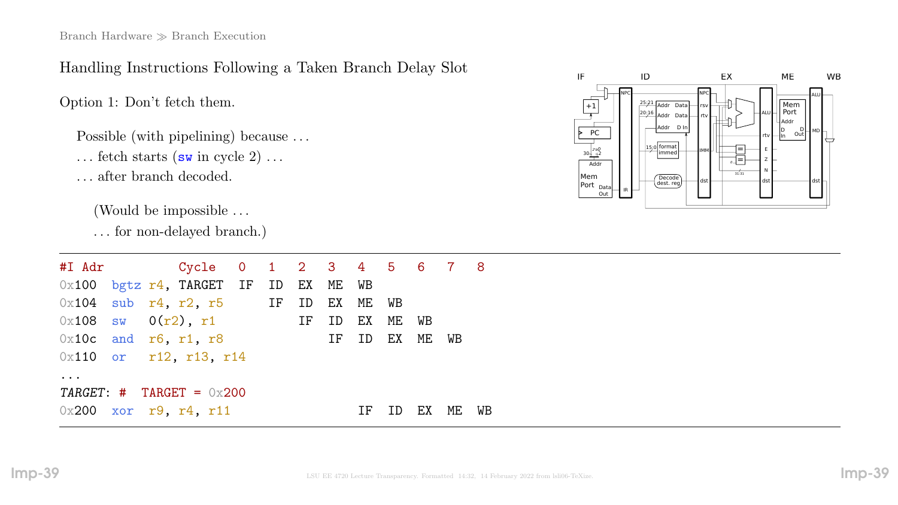Branch Hardware ≫ Branch Execution

## Handling Instructions Following a Taken Branch Delay Slot

Option 1: Don't fetch them.

Possible (with pipelining) because ...

... fetch starts (sw in cycle 2) ...

... after branch decoded.

(Would be impossible ...

... for non-delayed branch.)

```
#I Adr          Cycle   0   1   2   3   4   5   6   7   8
0x100  bgtz r4, TARGET  IF  ID  EX  ME  WB
0x104  sub  r4, r2, r5      IF  ID  EX  ME  WB
0x108  sw   0(r2), r1           IF  ID  EX  ME  WB
0x10c  and  r6, r1, r8              IF  ID  EX  ME  WB
0x110  or   r12, r13, r14
...
TARGET: #  TARGET = 0x200
0x200  xor  r9, r4, r11                 IF  ID  EX  ME  WB
```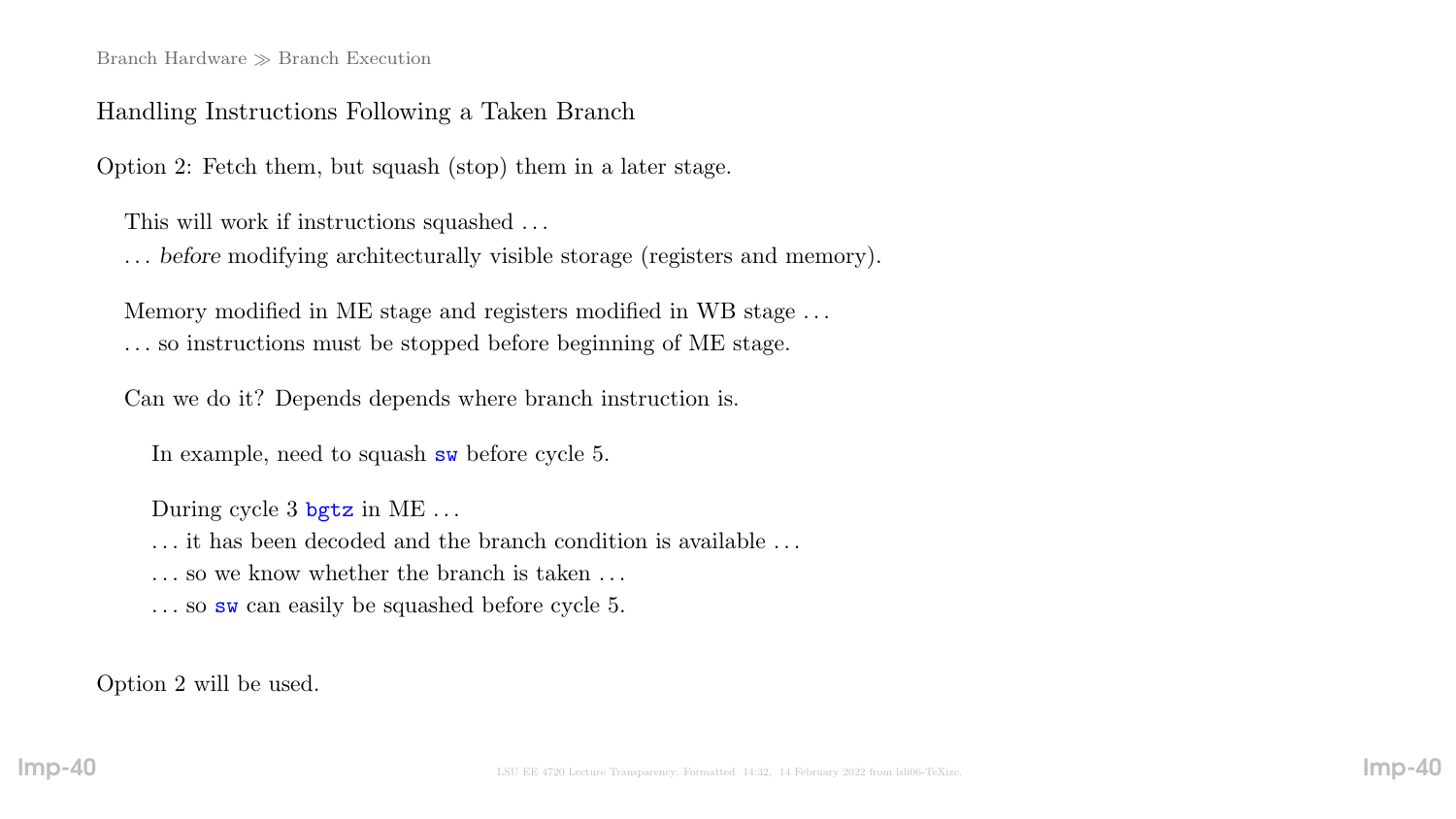Branch Hardware ≫ Branch Execution

## Handling Instructions Following a Taken Branch

Option 2: Fetch them, but squash (stop) them in a later stage.

This will work if instructions squashed …
… *before* modifying architecturally visible storage (registers and memory).

Memory modified in ME stage and registers modified in WB stage …
… so instructions must be stopped before beginning of ME stage.

Can we do it? Depends depends where branch instruction is.

In example, need to squash `sw` before cycle 5.

During cycle 3 `bgtz` in ME …
… it has been decoded and the branch condition is available …
… so we know whether the branch is taken …
… so `sw` can easily be squashed before cycle 5.

Option 2 will be used.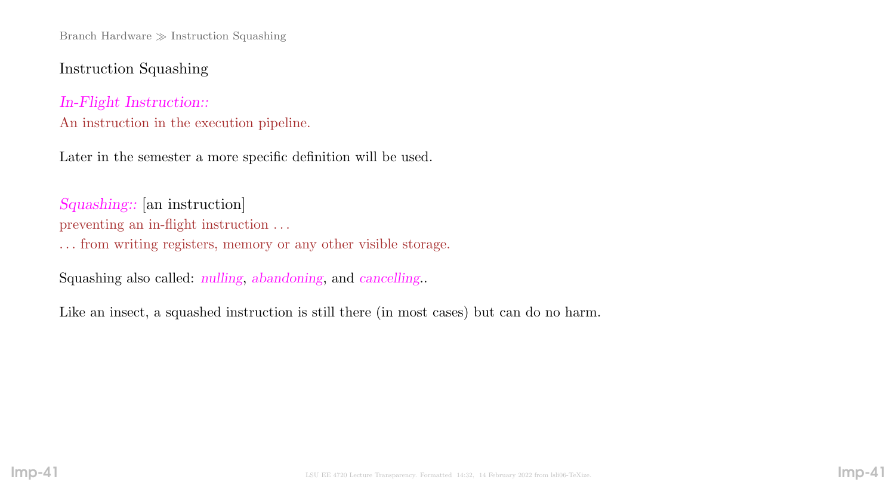## Instruction Squashing

*In-Flight Instruction::*
An instruction in the execution pipeline.

Later in the semester a more specific definition will be used.

*Squashing::* [an instruction]
preventing an in-flight instruction . . .
. . . from writing registers, memory or any other visible storage.

Squashing also called: *nulling*, *abandoning*, and *cancelling*..

Like an insect, a squashed instruction is still there (in most cases) but can do no harm.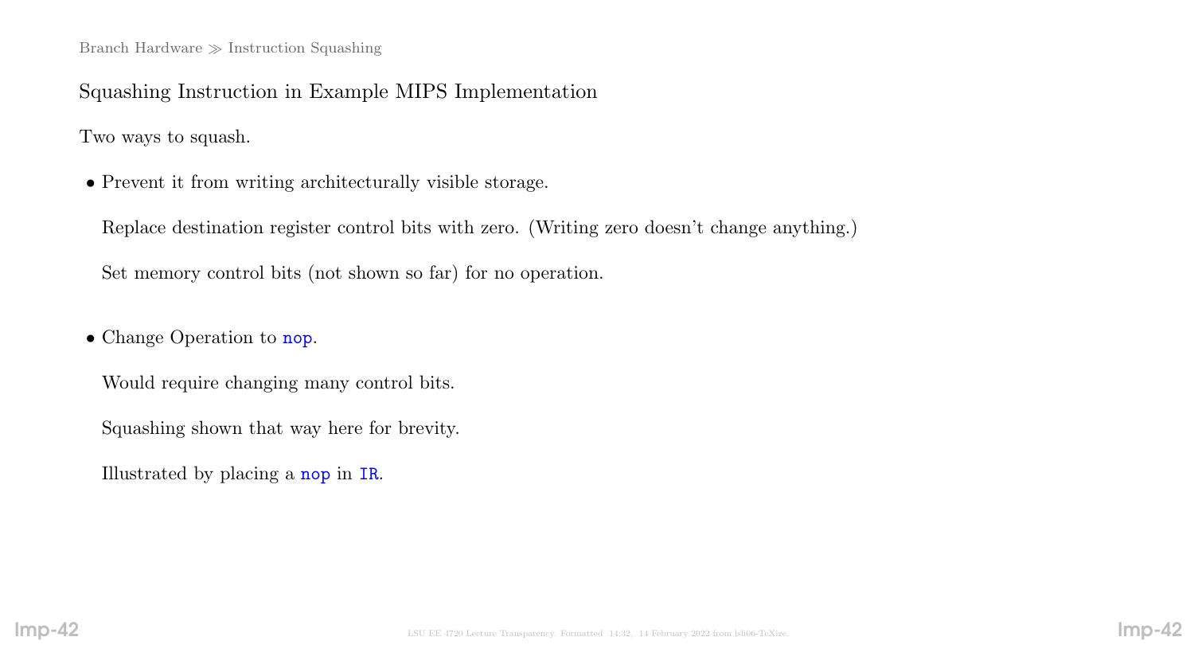## Squashing Instruction in Example MIPS Implementation

Two ways to squash.

- Prevent it from writing architecturally visible storage.

  Replace destination register control bits with zero. (Writing zero doesn't change anything.)

  Set memory control bits (not shown so far) for no operation.

- Change Operation to `nop`.

  Would require changing many control bits.

  Squashing shown that way here for brevity.

  Illustrated by placing a `nop` in `IR`.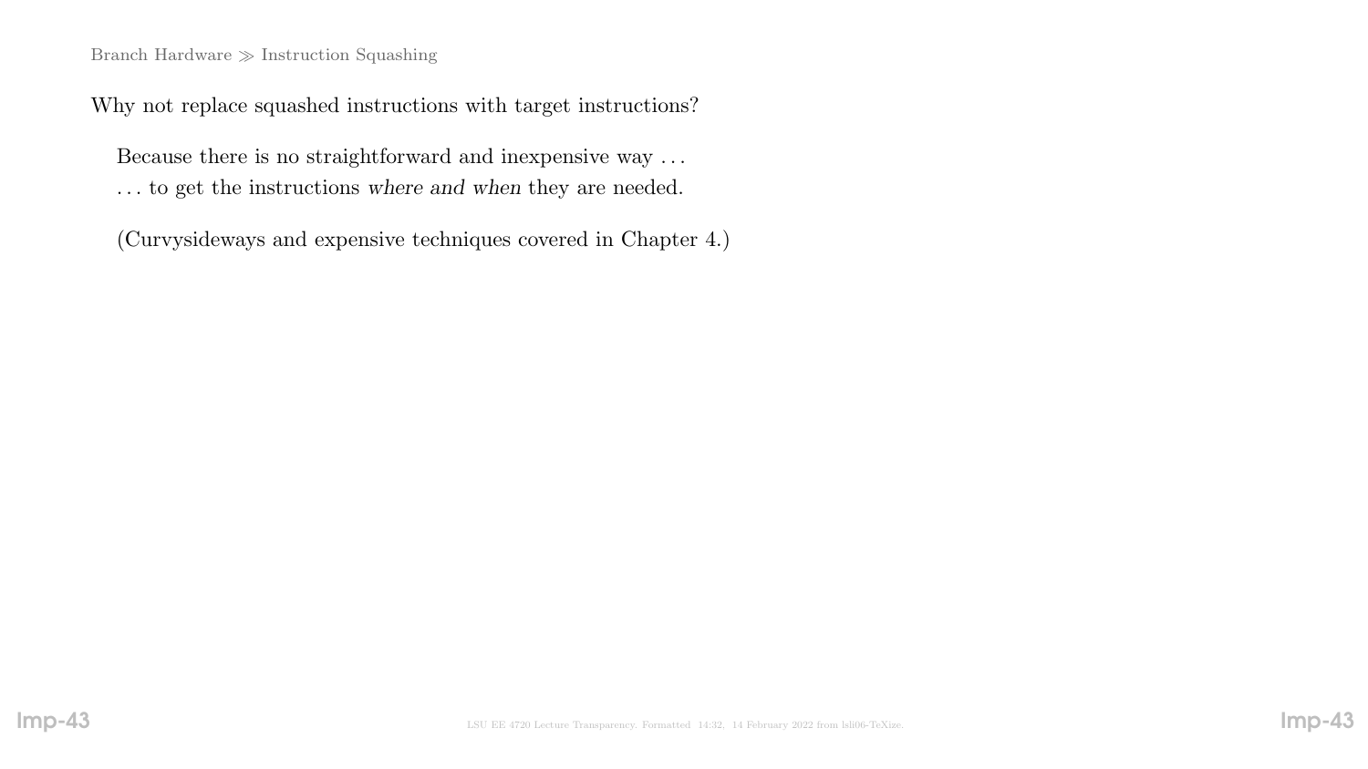Branch Hardware ≫ Instruction Squashing

Why not replace squashed instructions with target instructions?

Because there is no straightforward and inexpensive way . . .
. . . to get the instructions *where and when* they are needed.

(Curvysideways and expensive techniques covered in Chapter 4.)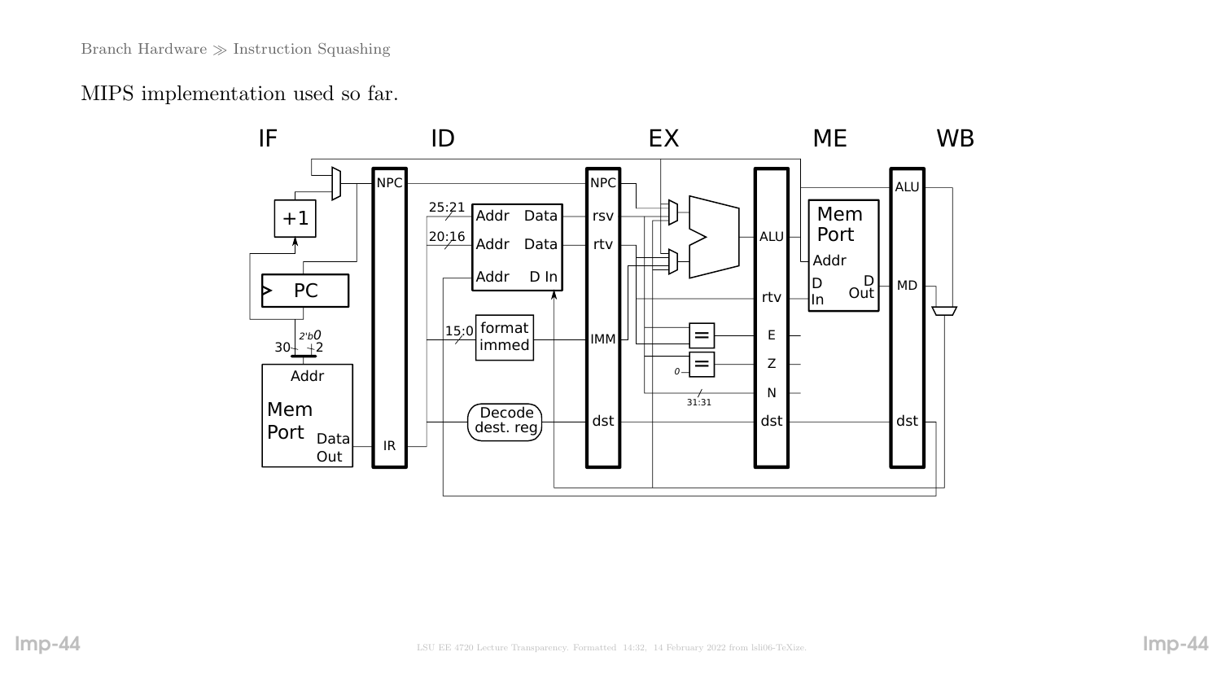Branch Hardware ≫ Instruction Squashing

MIPS implementation used so far.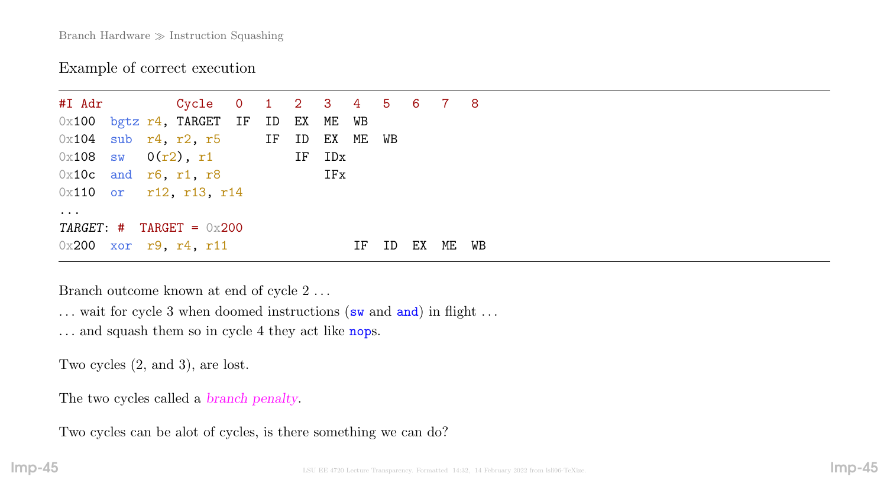Branch Hardware ≫ Instruction Squashing

## Example of correct execution

```
#I Adr          Cycle   0   1   2   3   4   5   6   7   8
0x100  bgtz r4, TARGET  IF  ID  EX  ME  WB
0x104  sub  r4, r2, r5      IF  ID  EX  ME  WB
0x108  sw   0(r2), r1           IF  IDx
0x10c  and  r6, r1, r8              IFx
0x110  or   r12, r13, r14
...
TARGET: #  TARGET = 0x200
0x200  xor  r9, r4, r11                 IF  ID  EX  ME  WB
```

Branch outcome known at end of cycle 2 . . .

. . . wait for cycle 3 when doomed instructions (`sw` and `and`) in flight . . .

. . . and squash them so in cycle 4 they act like `nop`s.

Two cycles (2, and 3), are lost.

The two cycles called a *branch penalty*.

Two cycles can be alot of cycles, is there something we can do?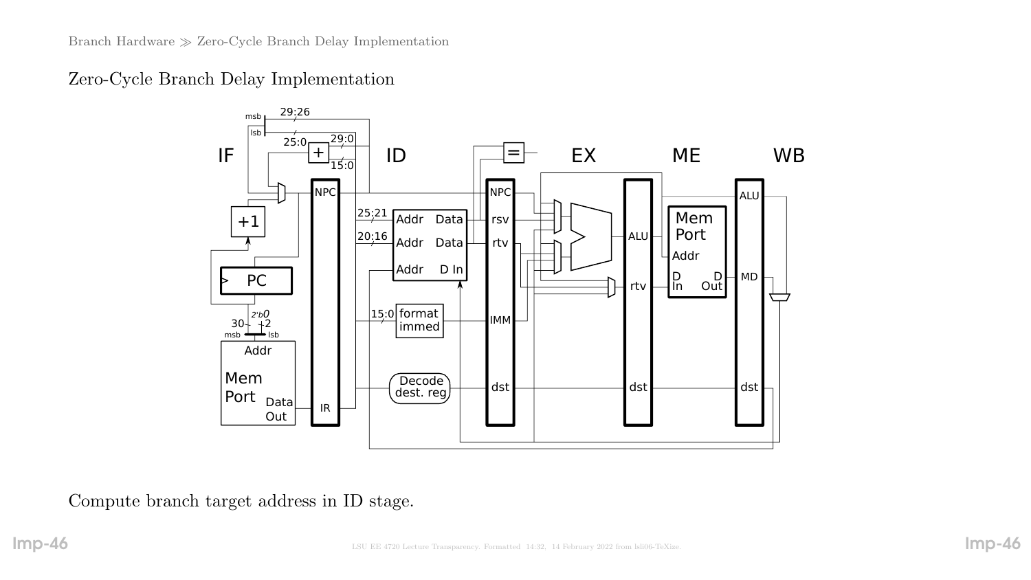Branch Hardware ≫ Zero-Cycle Branch Delay Implementation

# Zero-Cycle Branch Delay Implementation

Compute branch target address in ID stage.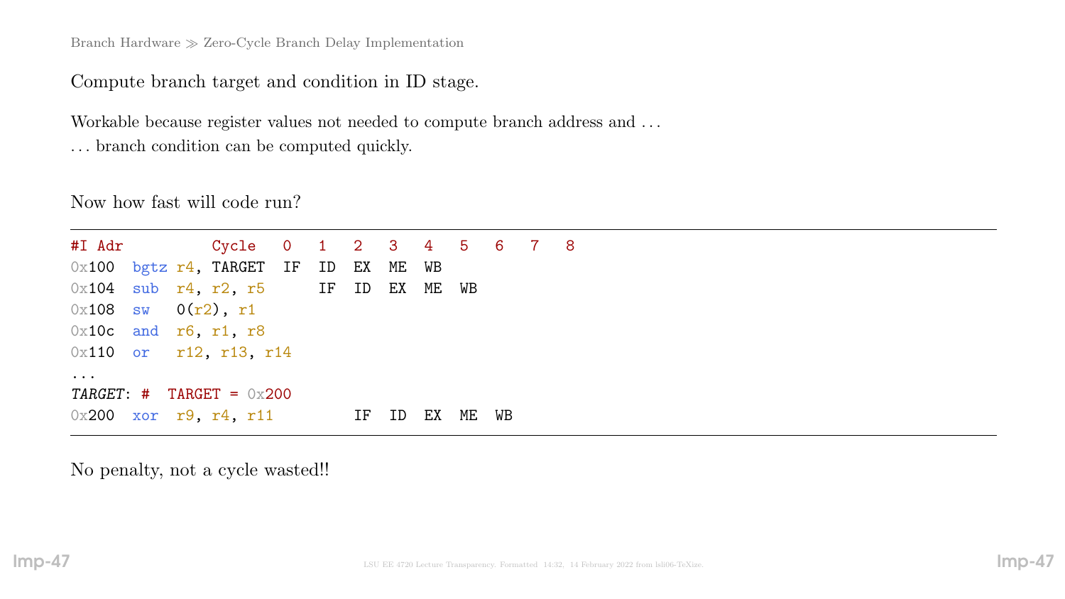Branch Hardware ≫ Zero-Cycle Branch Delay Implementation

Compute branch target and condition in ID stage.

Workable because register values not needed to compute branch address and . . .

. . . branch condition can be computed quickly.

Now how fast will code run?

```
#I Adr          Cycle   0   1   2   3   4   5   6   7   8
0x100  bgtz r4, TARGET  IF  ID  EX  ME  WB
0x104  sub  r4, r2, r5      IF  ID  EX  ME  WB
0x108  sw   0(r2), r1
0x10c  and  r6, r1, r8
0x110  or   r12, r13, r14
...
TARGET: #  TARGET = 0x200
0x200  xor  r9, r4, r11         IF  ID  EX  ME  WB
```

No penalty, not a cycle wasted!!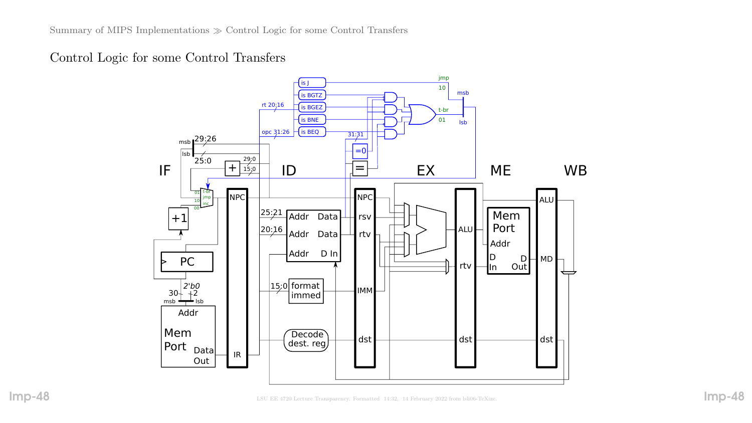# Control Logic for some Control Transfers

is J

is BGTZ

is BGEZ

is BNE

is BEQ

jmp

10

msb

t-br

01

lsb

rt 20:16

opc 31:26

31:31

=0

=

IF

ID

EX

ME

WB

msb

29:26

lsb

25:0

29:0

15:0

+

t-br

jmp

inc

01

10

00

+1

PC

NPC

IR

2'b0

30

2

msb

lsb

Addr

Mem Port

Data Out

25:21

20:16

Addr Data

Addr Data

Addr D In

NPC

rsv

rtv

IMM

dst

15:0

format immed

Decode dest. reg

ALU

rtv

dst

Mem Port

Addr

D In

D Out

ALU

MD

dst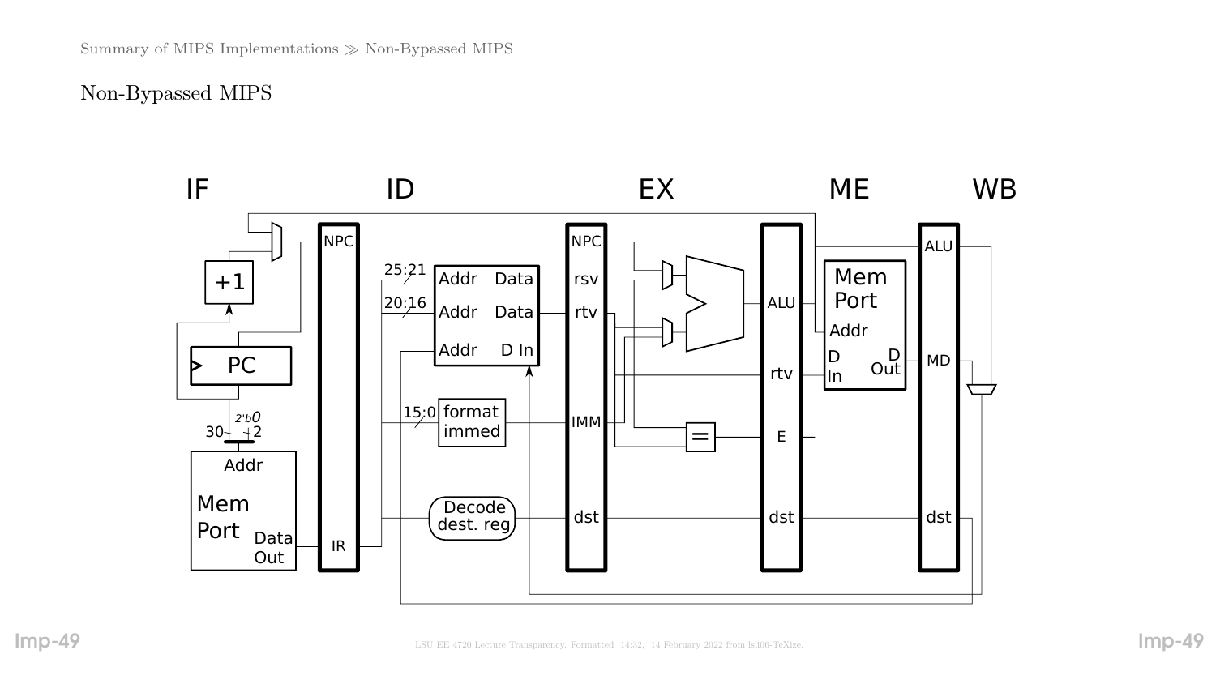## Non-Bypassed MIPS

IF ID EX ME WB

NPC NPC

+1

25:21 Addr Data rsv

20:16 Addr Data rtv ALU

PC Addr D In

Mem Port Addr D In D Out

ALU MD

rtv

2'b0

30 2

15:0 format immed IMM

= E

Addr

Mem Port Data Out

Decode dest. reg

dst dst dst

IR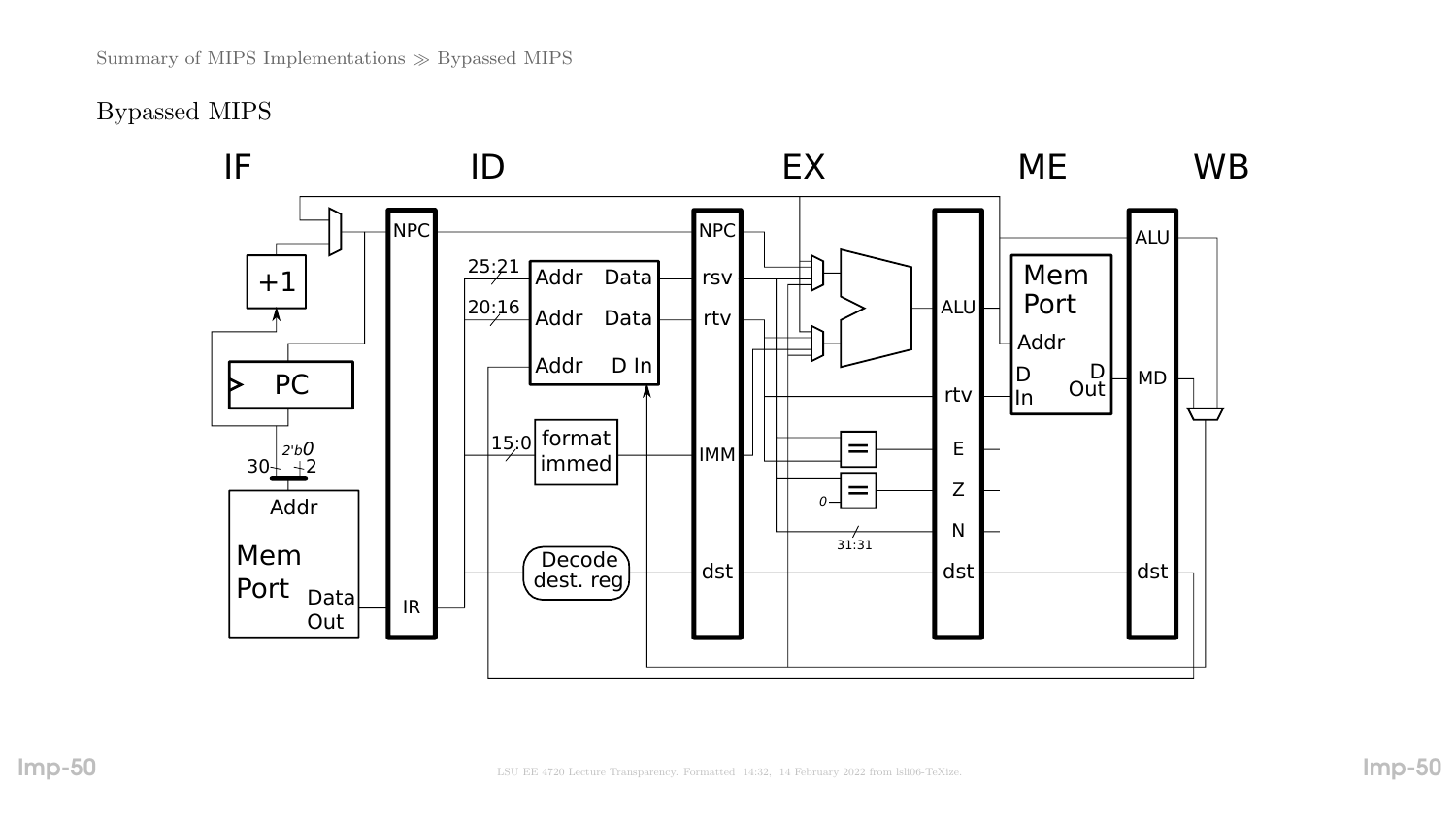## Bypassed MIPS

IF ID EX ME WB

NPC, +1, PC, 30, 2'b0, 2, Addr, Mem Port, Data Out, IR

NPC, 25:21, Addr Data, 20:16, Addr Data, Addr D In, 15:0, format immed, Decode dest. reg

NPC, rsv, rtv, IMM, dst

ALU, rtv, E, Z, N, dst, =, =, 0, 31:31

Mem Port, Addr, D In, D Out

ALU, MD, dst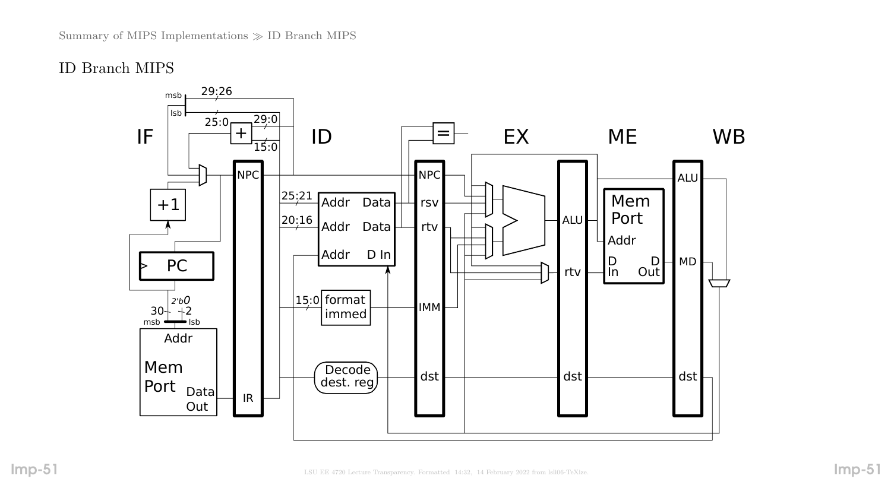## ID Branch MIPS

IF

ID

EX

ME

WB

msb

lsb

29:26

25:0

29:0

15:0

+

=

NPC

NPC

25:21

Addr

Data

rsv

20:16

Addr

Data

rtv

ALU

ALU

+1

Addr

D In

Mem

Port

Addr

PC

rtv

D In

D Out

MD

15:0

format immed

IMM

2'b0

30

2

msb

lsb

Addr

Mem

Port

Data Out

Decode dest. reg

dst

dst

dst

IR